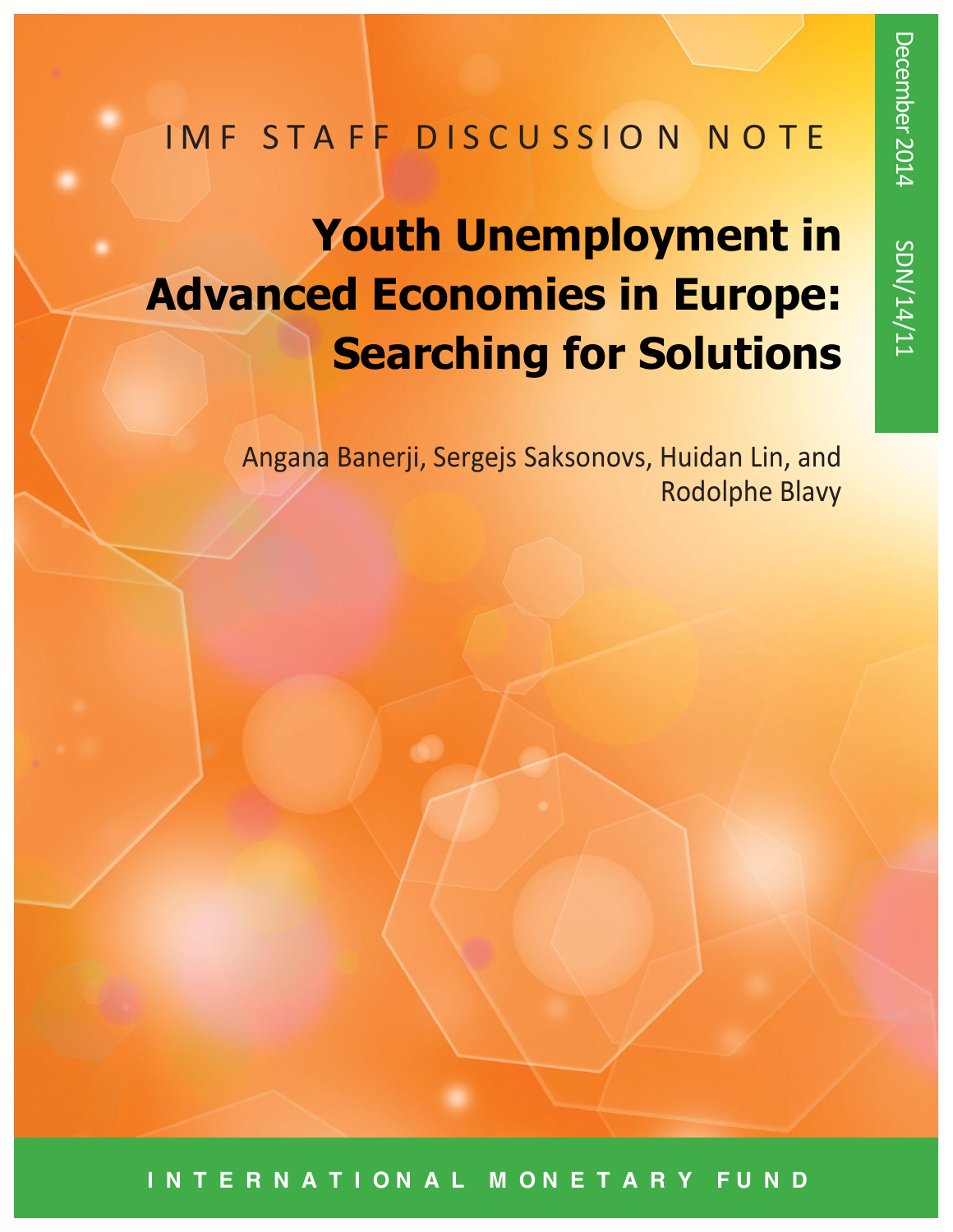IMF STAFF DISCUSSION NOTE

December 2014 SDN/14/11

# Youth Unemployment in Advanced Economies in Europe: Searching for Solutions

Angana Banerji, Sergejs Saksonovs, Huidan Lin, and Rodolphe Blavy

INTERNATIONAL MONETARY FUND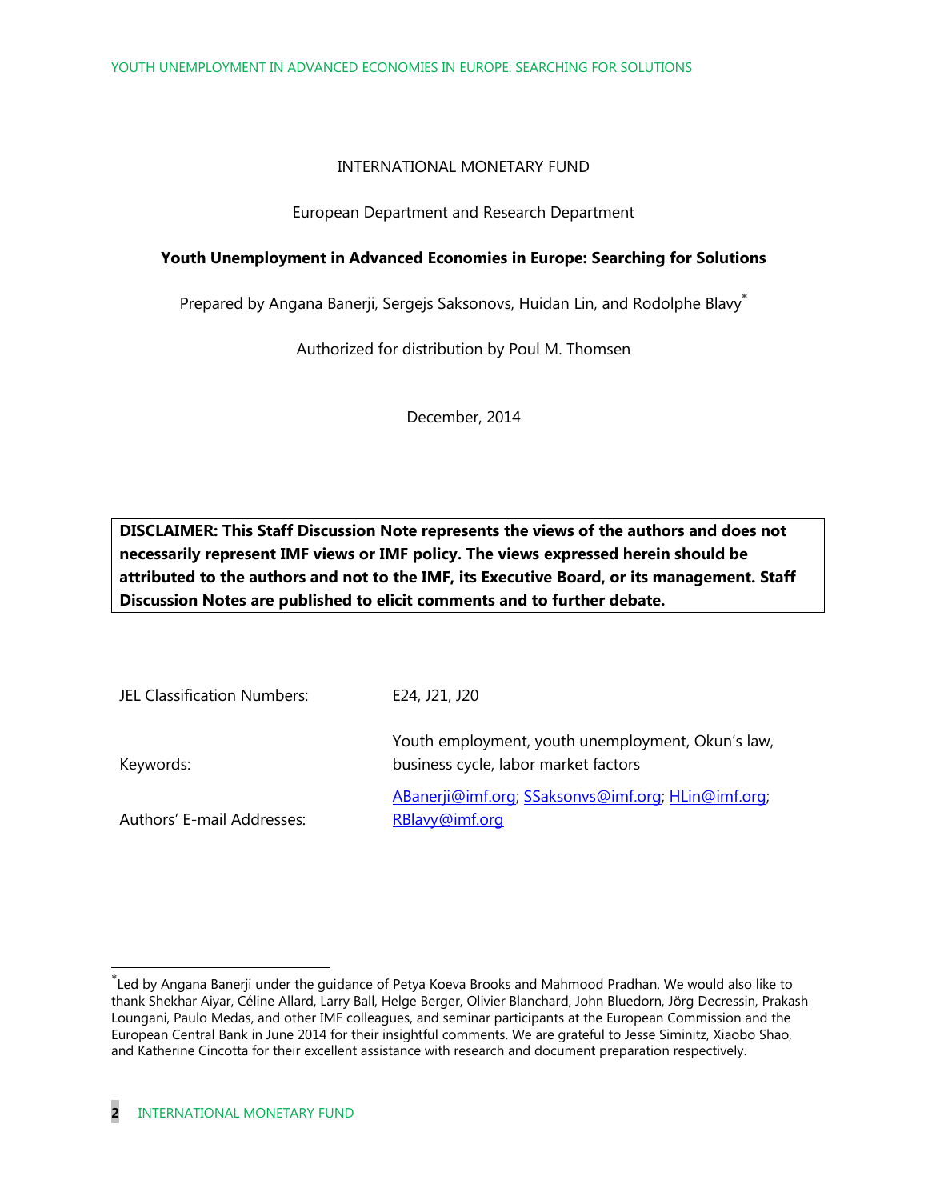INTERNATIONAL MONETARY FUND

European Department and Research Department

**Youth Unemployment in Advanced Economies in Europe: Searching for Solutions**

Prepared by Angana Banerji, Sergejs Saksonovs, Huidan Lin, and Rodolphe Blavy*

Authorized for distribution by Poul M. Thomsen

December, 2014

**DISCLAIMER: This Staff Discussion Note represents the views of the authors and does not necessarily represent IMF views or IMF policy. The views expressed herein should be attributed to the authors and not to the IMF, its Executive Board, or its management. Staff Discussion Notes are published to elicit comments and to further debate.**

| | |
|---|---|
| JEL Classification Numbers: | E24, J21, J20 |
| Keywords: | Youth employment, youth unemployment, Okun's law, business cycle, labor market factors |
| Authors' E-mail Addresses: | ABanerji@imf.org; SSaksonvs@imf.org; HLin@imf.org; RBlavy@imf.org |

* Led by Angana Banerji under the guidance of Petya Koeva Brooks and Mahmood Pradhan. We would also like to thank Shekhar Aiyar, Céline Allard, Larry Ball, Helge Berger, Olivier Blanchard, John Bluedorn, Jörg Decressin, Prakash Loungani, Paulo Medas, and other IMF colleagues, and seminar participants at the European Commission and the European Central Bank in June 2014 for their insightful comments. We are grateful to Jesse Siminitz, Xiaobo Shao, and Katherine Cincotta for their excellent assistance with research and document preparation respectively.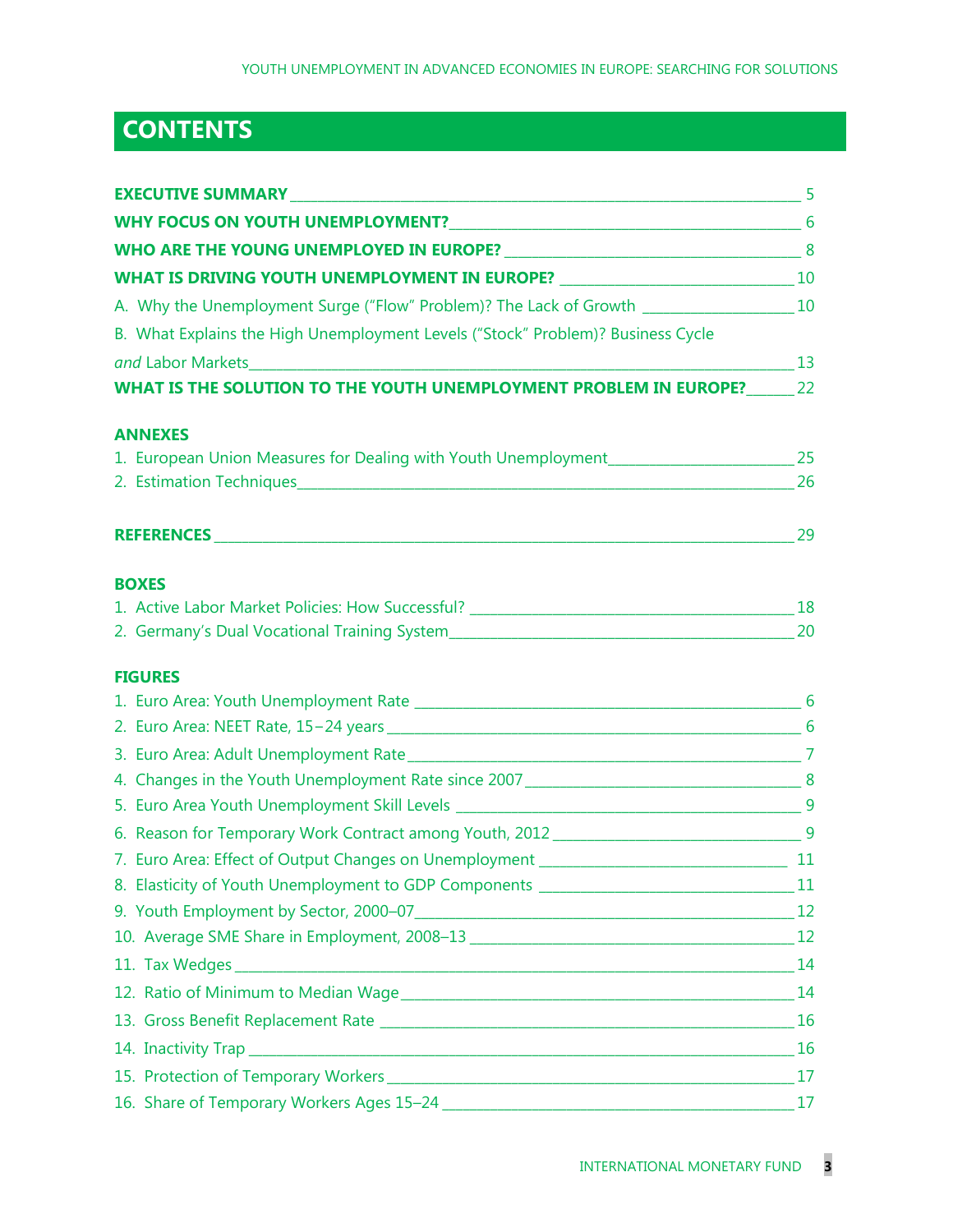# CONTENTS

**EXECUTIVE SUMMARY** 5

**WHY FOCUS ON YOUTH UNEMPLOYMENT?** 6

**WHO ARE THE YOUNG UNEMPLOYED IN EUROPE?** 8

**WHAT IS DRIVING YOUTH UNEMPLOYMENT IN EUROPE?** 10

A. Why the Unemployment Surge ("Flow" Problem)? The Lack of Growth 10

B. What Explains the High Unemployment Levels ("Stock" Problem)? Business Cycle *and* Labor Markets 13

**WHAT IS THE SOLUTION TO THE YOUTH UNEMPLOYMENT PROBLEM IN EUROPE?** 22

**ANNEXES**

1. European Union Measures for Dealing with Youth Unemployment 25
2. Estimation Techniques 26

**REFERENCES** 29

**BOXES**

1. Active Labor Market Policies: How Successful? 18
2. Germany's Dual Vocational Training System 20

**FIGURES**

1. Euro Area: Youth Unemployment Rate 6
2. Euro Area: NEET Rate, 15−24 years 6
3. Euro Area: Adult Unemployment Rate 7
4. Changes in the Youth Unemployment Rate since 2007 8
5. Euro Area Youth Unemployment Skill Levels 9
6. Reason for Temporary Work Contract among Youth, 2012 9
7. Euro Area: Effect of Output Changes on Unemployment 11
8. Elasticity of Youth Unemployment to GDP Components 11
9. Youth Employment by Sector, 2000–07 12
10. Average SME Share in Employment, 2008–13 12
11. Tax Wedges 14
12. Ratio of Minimum to Median Wage 14
13. Gross Benefit Replacement Rate 16
14. Inactivity Trap 16
15. Protection of Temporary Workers 17
16. Share of Temporary Workers Ages 15–24 17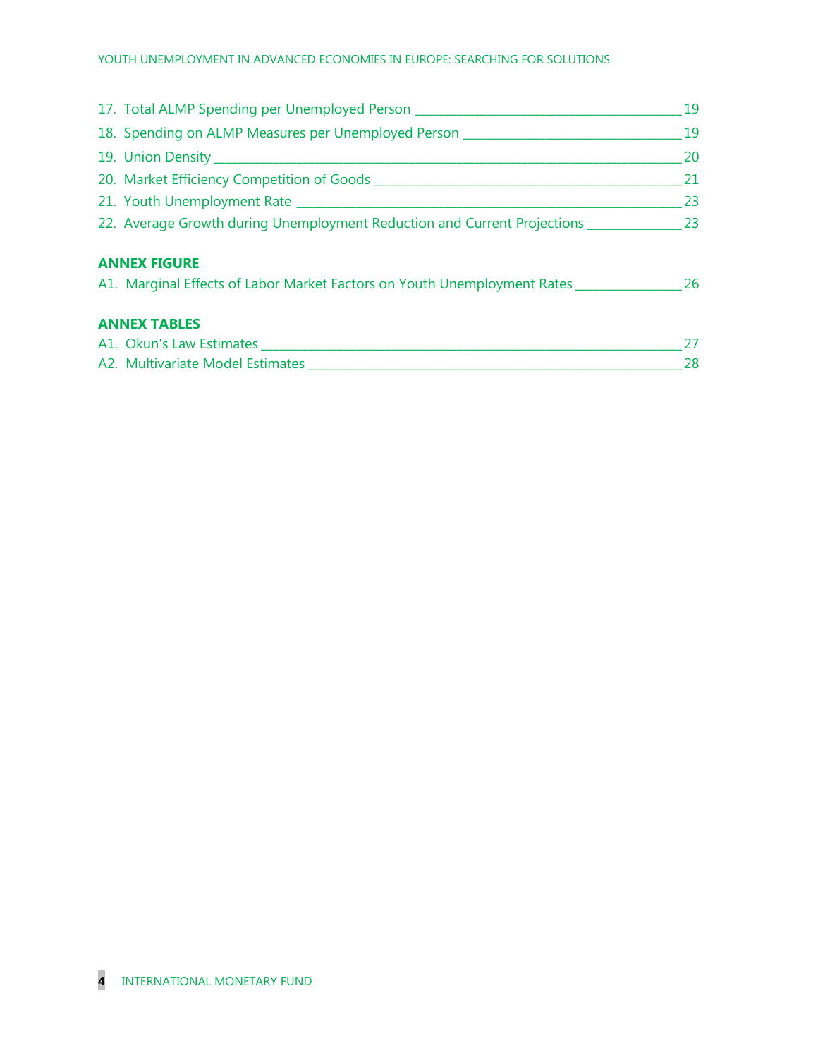17. Total ALMP Spending per Unemployed Person _____ 19
18. Spending on ALMP Measures per Unemployed Person _____ 19
19. Union Density _____ 20
20. Market Efficiency Competition of Goods _____ 21
21. Youth Unemployment Rate _____ 23
22. Average Growth during Unemployment Reduction and Current Projections _____ 23

**ANNEX FIGURE**

A1. Marginal Effects of Labor Market Factors on Youth Unemployment Rates _____ 26

**ANNEX TABLES**

A1. Okun's Law Estimates _____ 27
A2. Multivariate Model Estimates _____ 28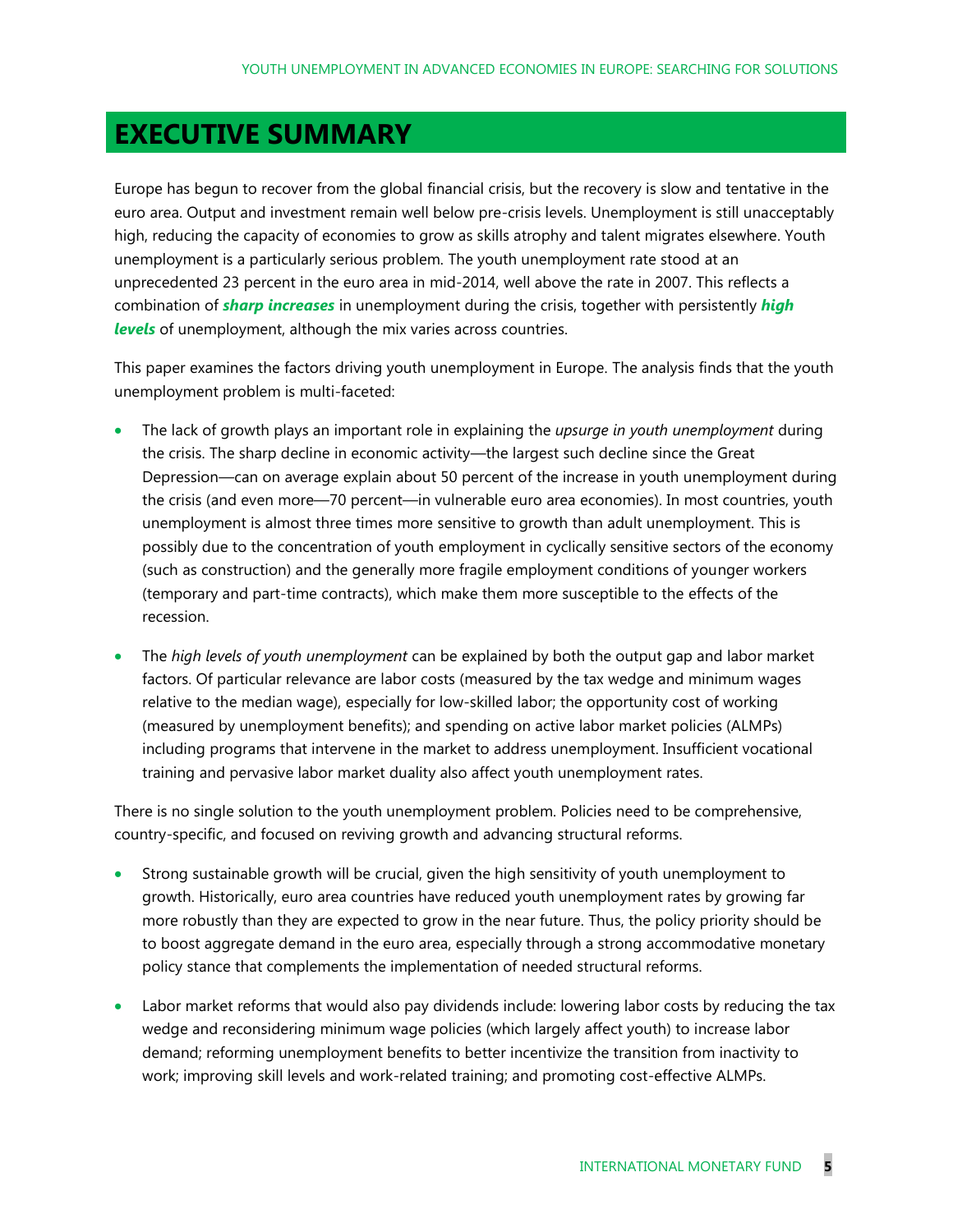# EXECUTIVE SUMMARY

Europe has begun to recover from the global financial crisis, but the recovery is slow and tentative in the euro area. Output and investment remain well below pre-crisis levels. Unemployment is still unacceptably high, reducing the capacity of economies to grow as skills atrophy and talent migrates elsewhere. Youth unemployment is a particularly serious problem. The youth unemployment rate stood at an unprecedented 23 percent in the euro area in mid-2014, well above the rate in 2007. This reflects a combination of ***sharp increases*** in unemployment during the crisis, together with persistently ***high levels*** of unemployment, although the mix varies across countries.

This paper examines the factors driving youth unemployment in Europe. The analysis finds that the youth unemployment problem is multi-faceted:

- The lack of growth plays an important role in explaining the *upsurge in youth unemployment* during the crisis. The sharp decline in economic activity—the largest such decline since the Great Depression—can on average explain about 50 percent of the increase in youth unemployment during the crisis (and even more—70 percent—in vulnerable euro area economies). In most countries, youth unemployment is almost three times more sensitive to growth than adult unemployment. This is possibly due to the concentration of youth employment in cyclically sensitive sectors of the economy (such as construction) and the generally more fragile employment conditions of younger workers (temporary and part-time contracts), which make them more susceptible to the effects of the recession.

- The *high levels of youth unemployment* can be explained by both the output gap and labor market factors. Of particular relevance are labor costs (measured by the tax wedge and minimum wages relative to the median wage), especially for low-skilled labor; the opportunity cost of working (measured by unemployment benefits); and spending on active labor market policies (ALMPs) including programs that intervene in the market to address unemployment. Insufficient vocational training and pervasive labor market duality also affect youth unemployment rates.

There is no single solution to the youth unemployment problem. Policies need to be comprehensive, country-specific, and focused on reviving growth and advancing structural reforms.

- Strong sustainable growth will be crucial, given the high sensitivity of youth unemployment to growth. Historically, euro area countries have reduced youth unemployment rates by growing far more robustly than they are expected to grow in the near future. Thus, the policy priority should be to boost aggregate demand in the euro area, especially through a strong accommodative monetary policy stance that complements the implementation of needed structural reforms.

- Labor market reforms that would also pay dividends include: lowering labor costs by reducing the tax wedge and reconsidering minimum wage policies (which largely affect youth) to increase labor demand; reforming unemployment benefits to better incentivize the transition from inactivity to work; improving skill levels and work-related training; and promoting cost-effective ALMPs.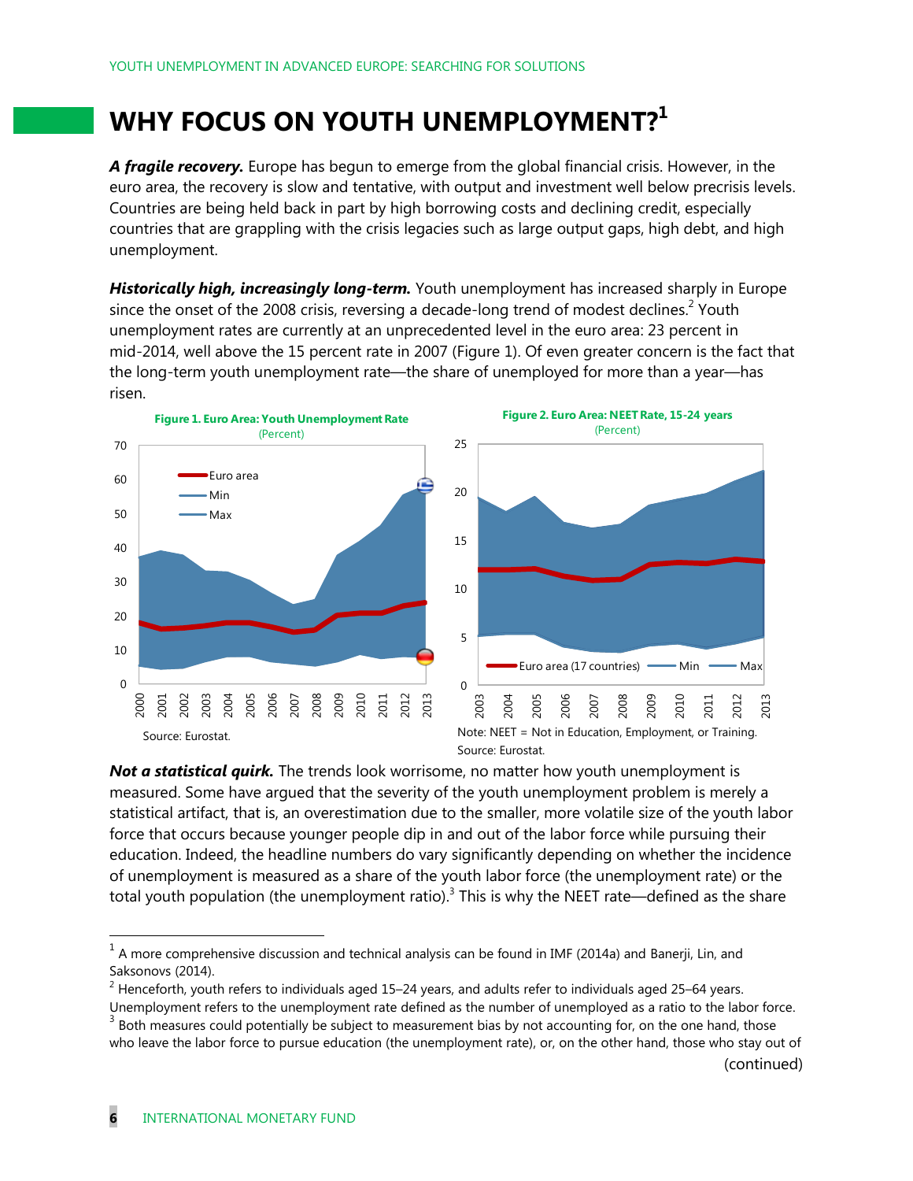# WHY FOCUS ON YOUTH UNEMPLOYMENT?[1]

***A fragile recovery.*** Europe has begun to emerge from the global financial crisis. However, in the euro area, the recovery is slow and tentative, with output and investment well below precrisis levels. Countries are being held back in part by high borrowing costs and declining credit, especially countries that are grappling with the crisis legacies such as large output gaps, high debt, and high unemployment.

***Historically high, increasingly long-term.*** Youth unemployment has increased sharply in Europe since the onset of the 2008 crisis, reversing a decade-long trend of modest declines.[2] Youth unemployment rates are currently at an unprecedented level in the euro area: 23 percent in mid-2014, well above the 15 percent rate in 2007 (Figure 1). Of even greater concern is the fact that the long-term youth unemployment rate—the share of unemployed for more than a year—has risen.

**Figure 1. Euro Area: Youth Unemployment Rate**
(Percent)

Source: Eurostat.

**Figure 2. Euro Area: NEET Rate, 15-24 years**
(Percent)

Note: NEET = Not in Education, Employment, or Training.
Source: Eurostat.

***Not a statistical quirk.*** The trends look worrisome, no matter how youth unemployment is measured. Some have argued that the severity of the youth unemployment problem is merely a statistical artifact, that is, an overestimation due to the smaller, more volatile size of the youth labor force that occurs because younger people dip in and out of the labor force while pursuing their education. Indeed, the headline numbers do vary significantly depending on whether the incidence of unemployment is measured as a share of the youth labor force (the unemployment rate) or the total youth population (the unemployment ratio).[3] This is why the NEET rate—defined as the share

---

[1] A more comprehensive discussion and technical analysis can be found in IMF (2014a) and Banerji, Lin, and Saksonovs (2014).

[2] Henceforth, youth refers to individuals aged 15–24 years, and adults refer to individuals aged 25–64 years. Unemployment refers to the unemployment rate defined as the number of unemployed as a ratio to the labor force.

[3] Both measures could potentially be subject to measurement bias by not accounting for, on the one hand, those who leave the labor force to pursue education (the unemployment rate), or, on the other hand, those who stay out of

(continued)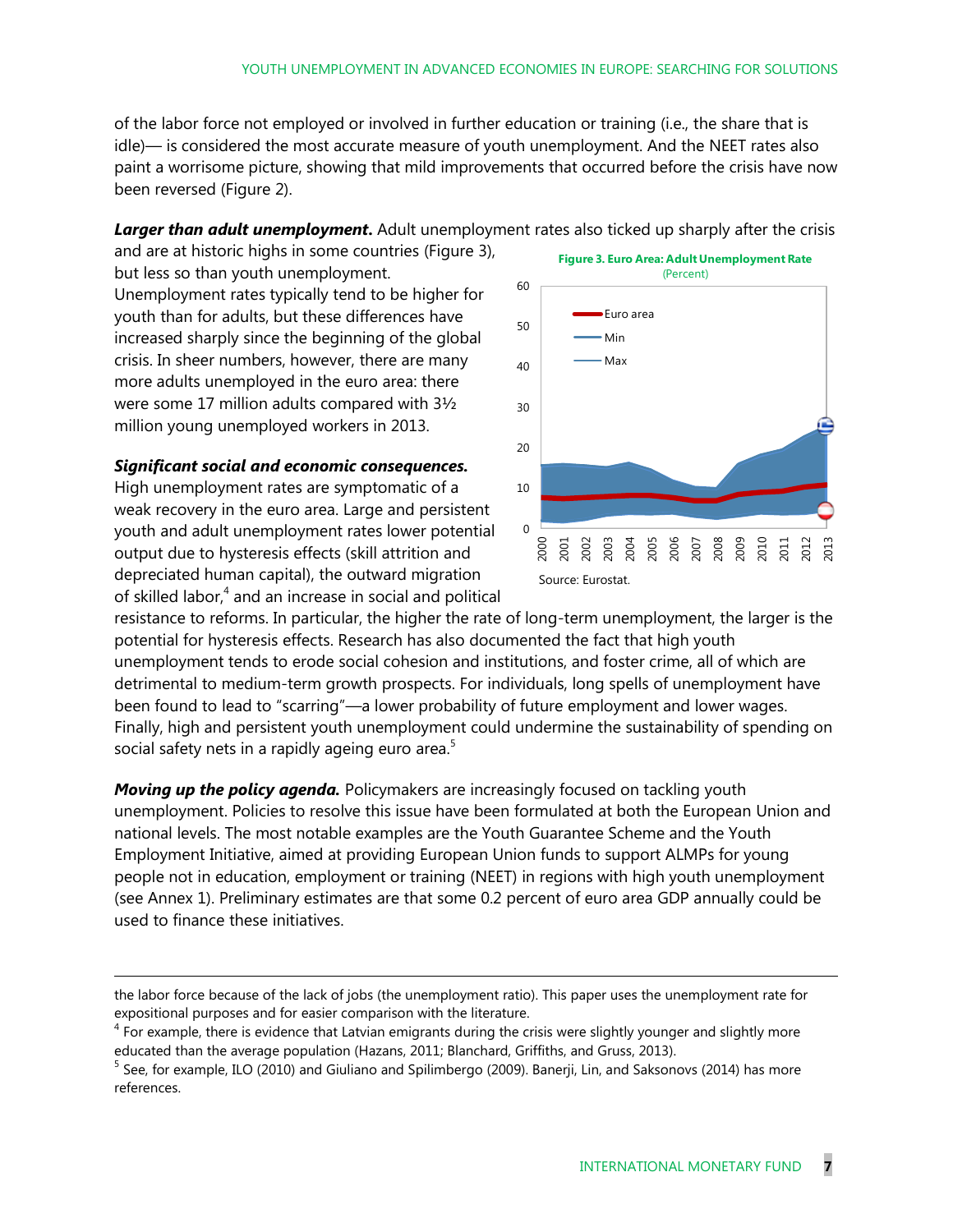of the labor force not employed or involved in further education or training (i.e., the share that is idle)— is considered the most accurate measure of youth unemployment. And the NEET rates also paint a worrisome picture, showing that mild improvements that occurred before the crisis have now been reversed (Figure 2).

***Larger than adult unemployment.*** Adult unemployment rates also ticked up sharply after the crisis and are at historic highs in some countries (Figure 3), but less so than youth unemployment. Unemployment rates typically tend to be higher for youth than for adults, but these differences have increased sharply since the beginning of the global crisis. In sheer numbers, however, there are many more adults unemployed in the euro area: there were some 17 million adults compared with 3½ million young unemployed workers in 2013.

**Figure 3. Euro Area: Adult Unemployment Rate**
(Percent)

Source: Eurostat.

***Significant social and economic consequences.*** High unemployment rates are symptomatic of a weak recovery in the euro area. Large and persistent youth and adult unemployment rates lower potential output due to hysteresis effects (skill attrition and depreciated human capital), the outward migration of skilled labor,[4] and an increase in social and political resistance to reforms. In particular, the higher the rate of long-term unemployment, the larger is the potential for hysteresis effects. Research has also documented the fact that high youth unemployment tends to erode social cohesion and institutions, and foster crime, all of which are detrimental to medium-term growth prospects. For individuals, long spells of unemployment have been found to lead to "scarring"—a lower probability of future employment and lower wages. Finally, high and persistent youth unemployment could undermine the sustainability of spending on social safety nets in a rapidly ageing euro area.[5]

***Moving up the policy agenda.*** Policymakers are increasingly focused on tackling youth unemployment. Policies to resolve this issue have been formulated at both the European Union and national levels. The most notable examples are the Youth Guarantee Scheme and the Youth Employment Initiative, aimed at providing European Union funds to support ALMPs for young people not in education, employment or training (NEET) in regions with high youth unemployment (see Annex 1). Preliminary estimates are that some 0.2 percent of euro area GDP annually could be used to finance these initiatives.

---

the labor force because of the lack of jobs (the unemployment ratio). This paper uses the unemployment rate for expositional purposes and for easier comparison with the literature.

[4] For example, there is evidence that Latvian emigrants during the crisis were slightly younger and slightly more educated than the average population (Hazans, 2011; Blanchard, Griffiths, and Gruss, 2013).

[5] See, for example, ILO (2010) and Giuliano and Spilimbergo (2009). Banerji, Lin, and Saksonovs (2014) has more references.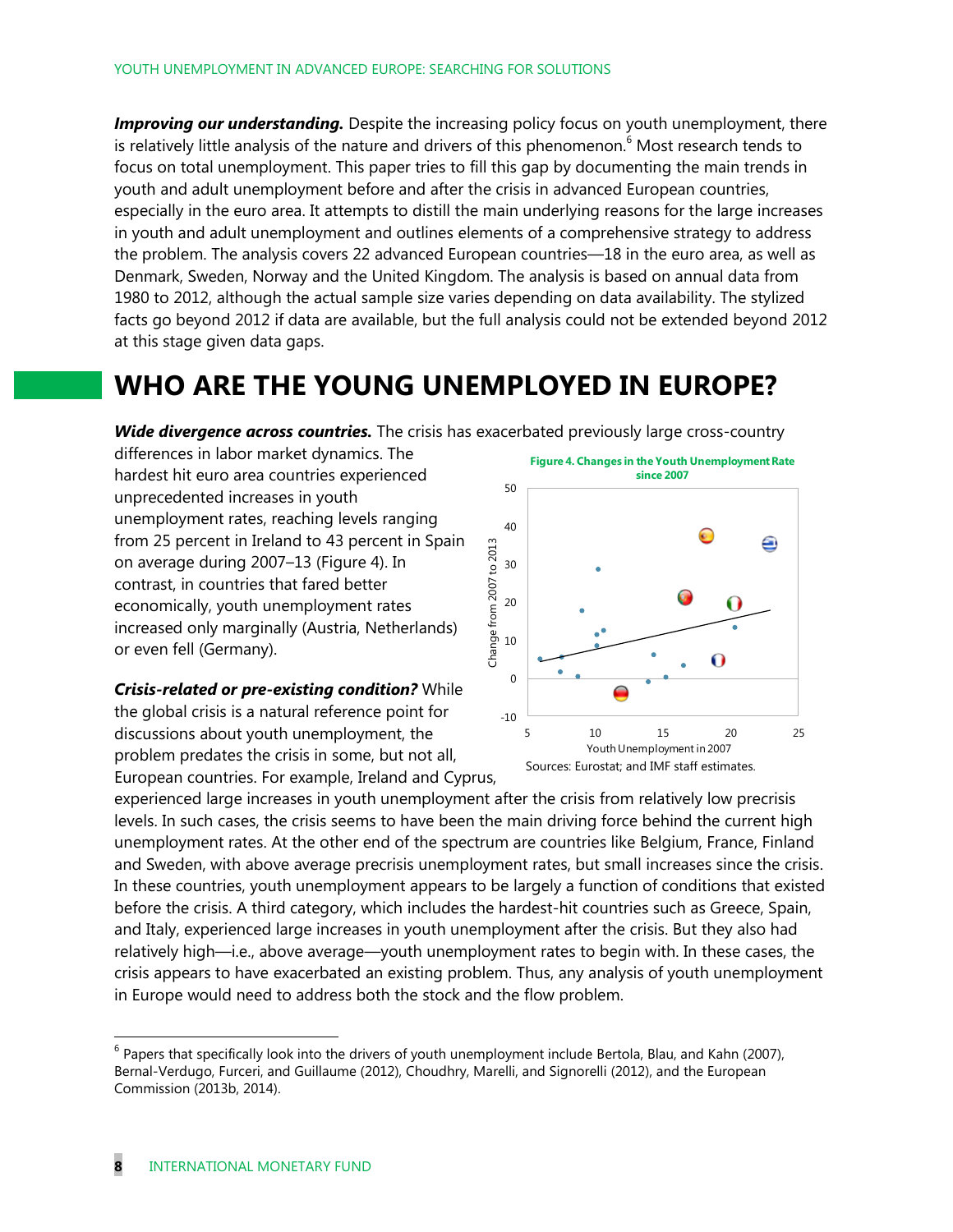***Improving our understanding.*** Despite the increasing policy focus on youth unemployment, there is relatively little analysis of the nature and drivers of this phenomenon.[6] Most research tends to focus on total unemployment. This paper tries to fill this gap by documenting the main trends in youth and adult unemployment before and after the crisis in advanced European countries, especially in the euro area. It attempts to distill the main underlying reasons for the large increases in youth and adult unemployment and outlines elements of a comprehensive strategy to address the problem. The analysis covers 22 advanced European countries—18 in the euro area, as well as Denmark, Sweden, Norway and the United Kingdom. The analysis is based on annual data from 1980 to 2012, although the actual sample size varies depending on data availability. The stylized facts go beyond 2012 if data are available, but the full analysis could not be extended beyond 2012 at this stage given data gaps.

## WHO ARE THE YOUNG UNEMPLOYED IN EUROPE?

***Wide divergence across countries.*** The crisis has exacerbated previously large cross-country differences in labor market dynamics. The hardest hit euro area countries experienced unprecedented increases in youth unemployment rates, reaching levels ranging from 25 percent in Ireland to 43 percent in Spain on average during 2007–13 (Figure 4). In contrast, in countries that fared better economically, youth unemployment rates increased only marginally (Austria, Netherlands) or even fell (Germany).

**Figure 4. Changes in the Youth Unemployment Rate since 2007**

Sources: Eurostat; and IMF staff estimates.

***Crisis-related or pre-existing condition?*** While the global crisis is a natural reference point for discussions about youth unemployment, the problem predates the crisis in some, but not all, European countries. For example, Ireland and Cyprus, experienced large increases in youth unemployment after the crisis from relatively low precrisis levels. In such cases, the crisis seems to have been the main driving force behind the current high unemployment rates. At the other end of the spectrum are countries like Belgium, France, Finland and Sweden, with above average precrisis unemployment rates, but small increases since the crisis. In these countries, youth unemployment appears to be largely a function of conditions that existed before the crisis. A third category, which includes the hardest-hit countries such as Greece, Spain, and Italy, experienced large increases in youth unemployment after the crisis. But they also had relatively high—i.e., above average—youth unemployment rates to begin with. In these cases, the crisis appears to have exacerbated an existing problem. Thus, any analysis of youth unemployment in Europe would need to address both the stock and the flow problem.

---

[6] Papers that specifically look into the drivers of youth unemployment include Bertola, Blau, and Kahn (2007), Bernal-Verdugo, Furceri, and Guillaume (2012), Choudhry, Marelli, and Signorelli (2012), and the European Commission (2013b, 2014).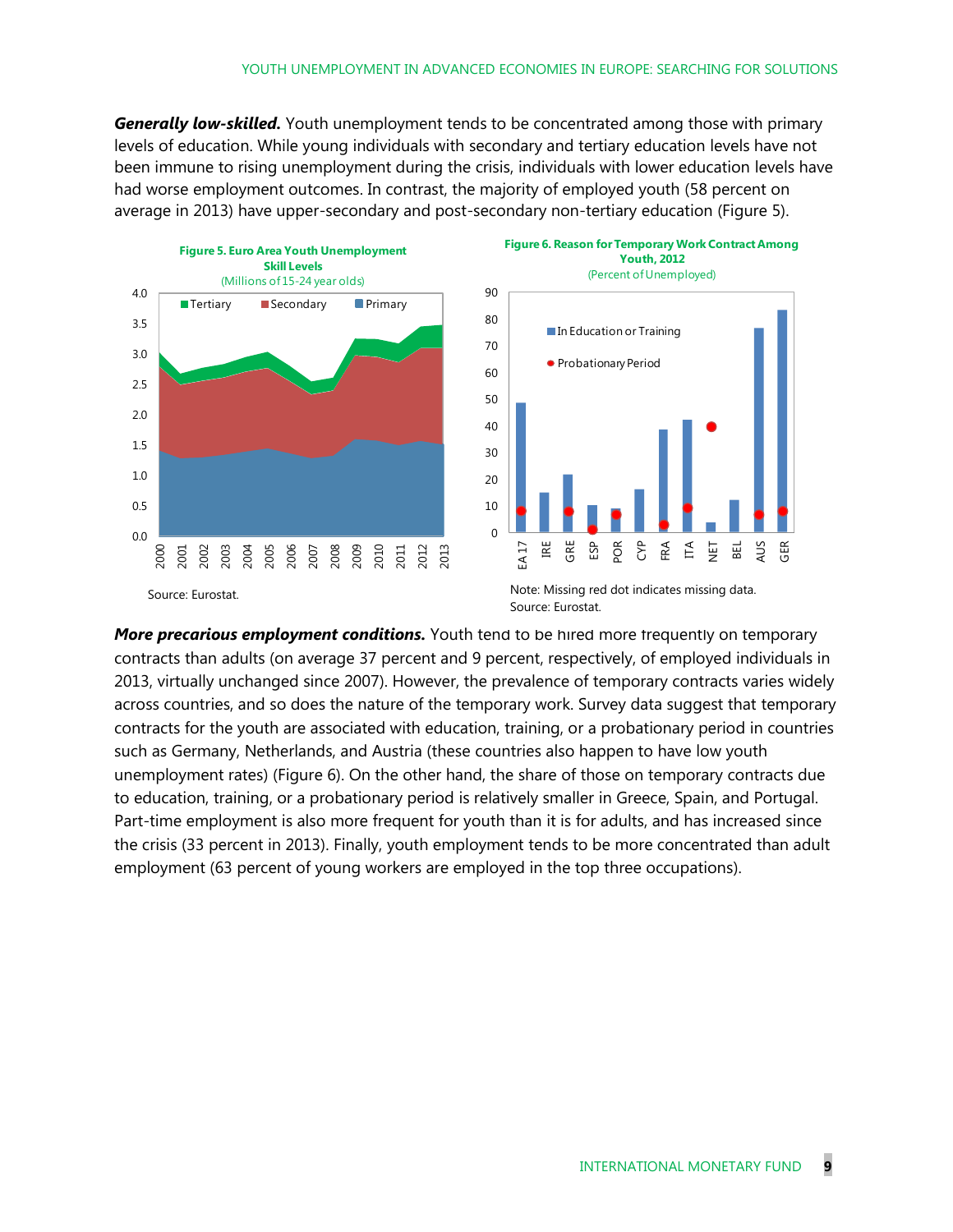***Generally low-skilled.*** Youth unemployment tends to be concentrated among those with primary levels of education. While young individuals with secondary and tertiary education levels have not been immune to rising unemployment during the crisis, individuals with lower education levels have had worse employment outcomes. In contrast, the majority of employed youth (58 percent on average in 2013) have upper-secondary and post-secondary non-tertiary education (Figure 5).

**Figure 5. Euro Area Youth Unemployment Skill Levels**
(Millions of 15-24 year olds)

Source: Eurostat.

**Figure 6. Reason for Temporary Work Contract Among Youth, 2012**
(Percent of Unemployed)

Note: Missing red dot indicates missing data.
Source: Eurostat.

***More precarious employment conditions.*** Youth tend to be hired more frequently on temporary contracts than adults (on average 37 percent and 9 percent, respectively, of employed individuals in 2013, virtually unchanged since 2007). However, the prevalence of temporary contracts varies widely across countries, and so does the nature of the temporary work. Survey data suggest that temporary contracts for the youth are associated with education, training, or a probationary period in countries such as Germany, Netherlands, and Austria (these countries also happen to have low youth unemployment rates) (Figure 6). On the other hand, the share of those on temporary contracts due to education, training, or a probationary period is relatively smaller in Greece, Spain, and Portugal. Part-time employment is also more frequent for youth than it is for adults, and has increased since the crisis (33 percent in 2013). Finally, youth employment tends to be more concentrated than adult employment (63 percent of young workers are employed in the top three occupations).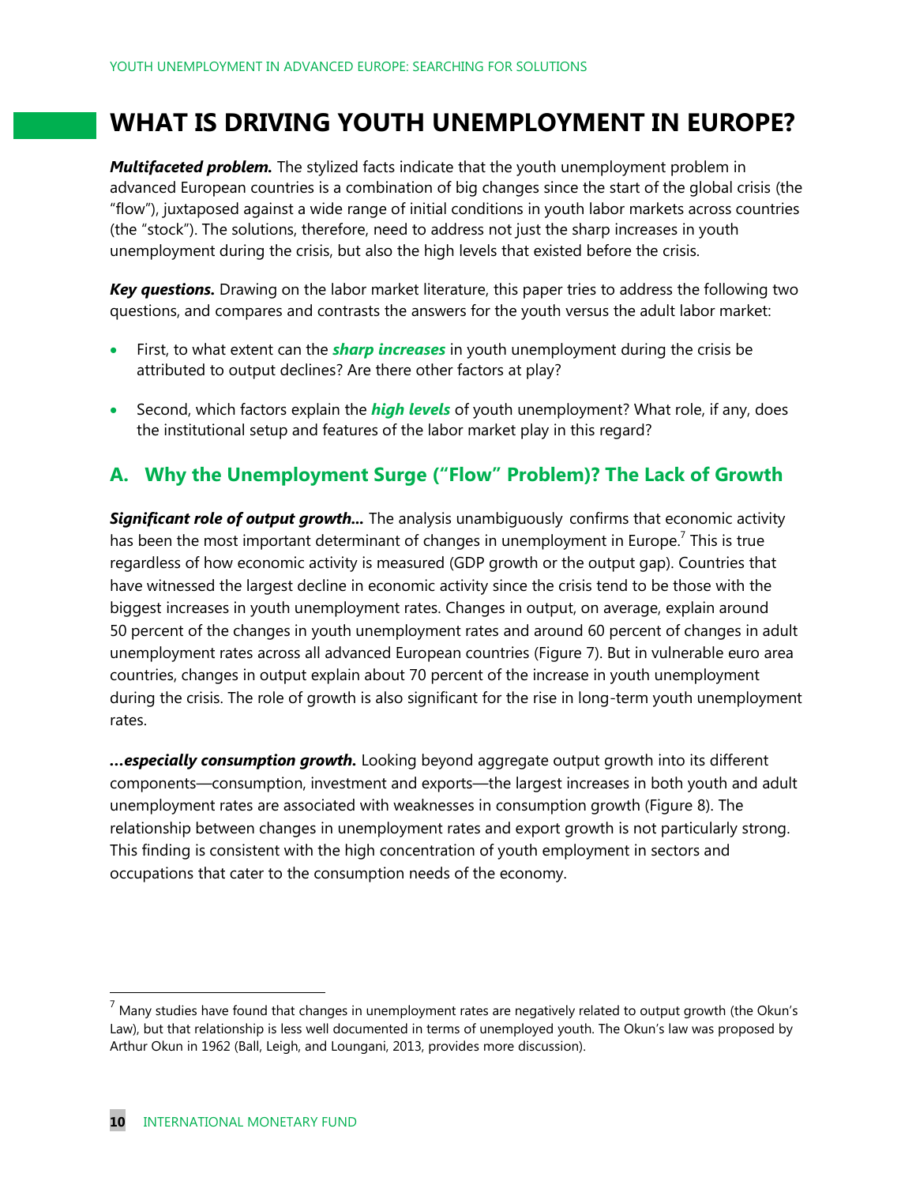# WHAT IS DRIVING YOUTH UNEMPLOYMENT IN EUROPE?

***Multifaceted problem.*** The stylized facts indicate that the youth unemployment problem in advanced European countries is a combination of big changes since the start of the global crisis (the "flow"), juxtaposed against a wide range of initial conditions in youth labor markets across countries (the "stock"). The solutions, therefore, need to address not just the sharp increases in youth unemployment during the crisis, but also the high levels that existed before the crisis.

***Key questions.*** Drawing on the labor market literature, this paper tries to address the following two questions, and compares and contrasts the answers for the youth versus the adult labor market:

- First, to what extent can the ***sharp increases*** in youth unemployment during the crisis be attributed to output declines? Are there other factors at play?
- Second, which factors explain the ***high levels*** of youth unemployment? What role, if any, does the institutional setup and features of the labor market play in this regard?

## A. Why the Unemployment Surge ("Flow" Problem)? The Lack of Growth

***Significant role of output growth...*** The analysis unambiguously confirms that economic activity has been the most important determinant of changes in unemployment in Europe.[7] This is true regardless of how economic activity is measured (GDP growth or the output gap). Countries that have witnessed the largest decline in economic activity since the crisis tend to be those with the biggest increases in youth unemployment rates. Changes in output, on average, explain around 50 percent of the changes in youth unemployment rates and around 60 percent of changes in adult unemployment rates across all advanced European countries (Figure 7). But in vulnerable euro area countries, changes in output explain about 70 percent of the increase in youth unemployment during the crisis. The role of growth is also significant for the rise in long-term youth unemployment rates.

***...especially consumption growth.*** Looking beyond aggregate output growth into its different components—consumption, investment and exports—the largest increases in both youth and adult unemployment rates are associated with weaknesses in consumption growth (Figure 8). The relationship between changes in unemployment rates and export growth is not particularly strong. This finding is consistent with the high concentration of youth employment in sectors and occupations that cater to the consumption needs of the economy.

[7] Many studies have found that changes in unemployment rates are negatively related to output growth (the Okun's Law), but that relationship is less well documented in terms of unemployed youth. The Okun's law was proposed by Arthur Okun in 1962 (Ball, Leigh, and Loungani, 2013, provides more discussion).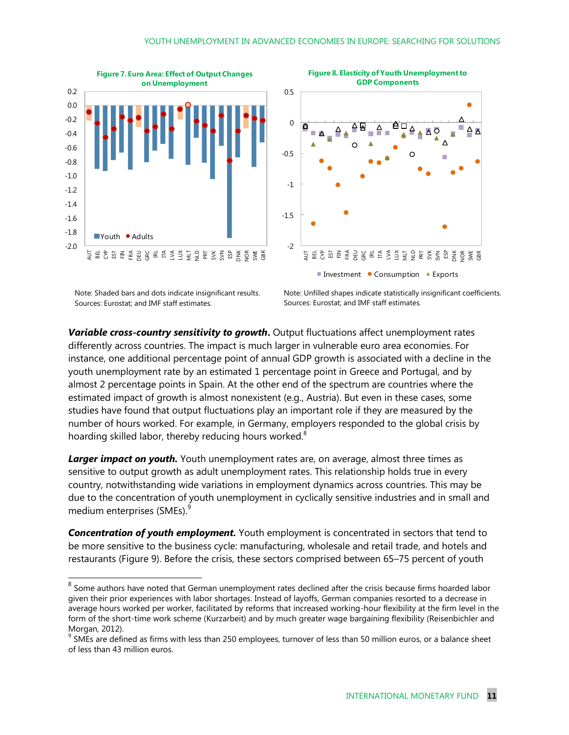**Figure 7. Euro Area: Effect of Output Changes on Unemployment**

Note: Shaded bars and dots indicate insignificant results.
Sources: Eurostat; and IMF staff estimates.

**Figure 8. Elasticity of Youth Unemployment to GDP Components**

Note: Unfilled shapes indicate statistically insignificant coefficients.
Sources: Eurostat; and IMF staff estimates.

***Variable cross-country sensitivity to growth.*** Output fluctuations affect unemployment rates differently across countries. The impact is much larger in vulnerable euro area economies. For instance, one additional percentage point of annual GDP growth is associated with a decline in the youth unemployment rate by an estimated 1 percentage point in Greece and Portugal, and by almost 2 percentage points in Spain. At the other end of the spectrum are countries where the estimated impact of growth is almost nonexistent (e.g., Austria). But even in these cases, some studies have found that output fluctuations play an important role if they are measured by the number of hours worked. For example, in Germany, employers responded to the global crisis by hoarding skilled labor, thereby reducing hours worked.[8]

***Larger impact on youth.*** Youth unemployment rates are, on average, almost three times as sensitive to output growth as adult unemployment rates. This relationship holds true in every country, notwithstanding wide variations in employment dynamics across countries. This may be due to the concentration of youth unemployment in cyclically sensitive industries and in small and medium enterprises (SMEs).[9]

***Concentration of youth employment.*** Youth employment is concentrated in sectors that tend to be more sensitive to the business cycle: manufacturing, wholesale and retail trade, and hotels and restaurants (Figure 9). Before the crisis, these sectors comprised between 65–75 percent of youth

[8] Some authors have noted that German unemployment rates declined after the crisis because firms hoarded labor given their prior experiences with labor shortages. Instead of layoffs, German companies resorted to a decrease in average hours worked per worker, facilitated by reforms that increased working-hour flexibility at the firm level in the form of the short-time work scheme (Kurzarbeit) and by much greater wage bargaining flexibility (Reisenbichler and Morgan, 2012).

[9] SMEs are defined as firms with less than 250 employees, turnover of less than 50 million euros, or a balance sheet of less than 43 million euros.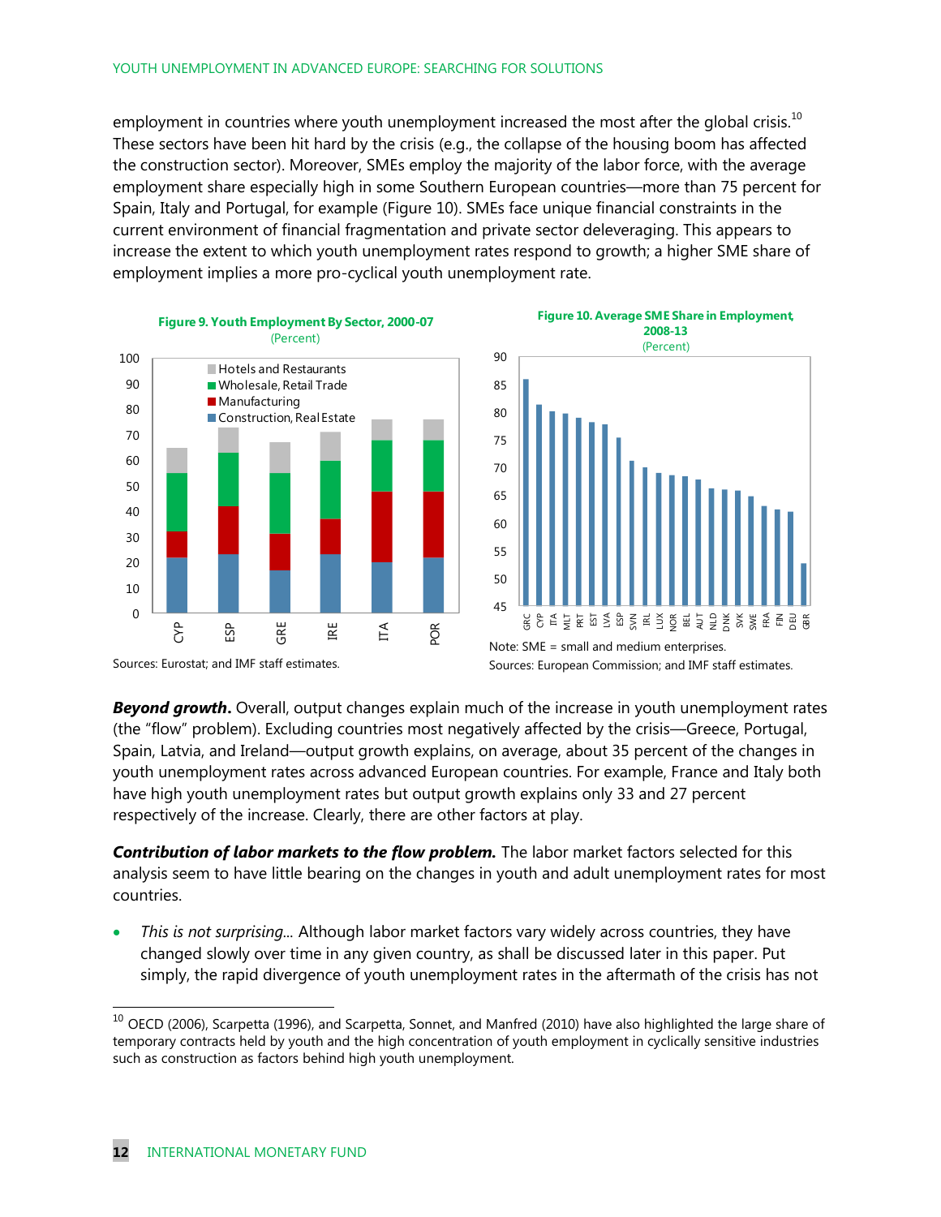employment in countries where youth unemployment increased the most after the global crisis.[10] These sectors have been hit hard by the crisis (e.g., the collapse of the housing boom has affected the construction sector). Moreover, SMEs employ the majority of the labor force, with the average employment share especially high in some Southern European countries—more than 75 percent for Spain, Italy and Portugal, for example (Figure 10). SMEs face unique financial constraints in the current environment of financial fragmentation and private sector deleveraging. This appears to increase the extent to which youth unemployment rates respond to growth; a higher SME share of employment implies a more pro-cyclical youth unemployment rate.

**Figure 9. Youth Employment By Sector, 2000-07**
(Percent)

Sources: Eurostat; and IMF staff estimates.

**Figure 10. Average SME Share in Employment, 2008-13**
(Percent)

Note: SME = small and medium enterprises.
Sources: European Commission; and IMF staff estimates.

***Beyond growth***. Overall, output changes explain much of the increase in youth unemployment rates (the "flow" problem). Excluding countries most negatively affected by the crisis—Greece, Portugal, Spain, Latvia, and Ireland—output growth explains, on average, about 35 percent of the changes in youth unemployment rates across advanced European countries. For example, France and Italy both have high youth unemployment rates but output growth explains only 33 and 27 percent respectively of the increase. Clearly, there are other factors at play.

***Contribution of labor markets to the flow problem.*** The labor market factors selected for this analysis seem to have little bearing on the changes in youth and adult unemployment rates for most countries.

- *This is not surprising...* Although labor market factors vary widely across countries, they have changed slowly over time in any given country, as shall be discussed later in this paper. Put simply, the rapid divergence of youth unemployment rates in the aftermath of the crisis has not

[10] OECD (2006), Scarpetta (1996), and Scarpetta, Sonnet, and Manfred (2010) have also highlighted the large share of temporary contracts held by youth and the high concentration of youth employment in cyclically sensitive industries such as construction as factors behind high youth unemployment.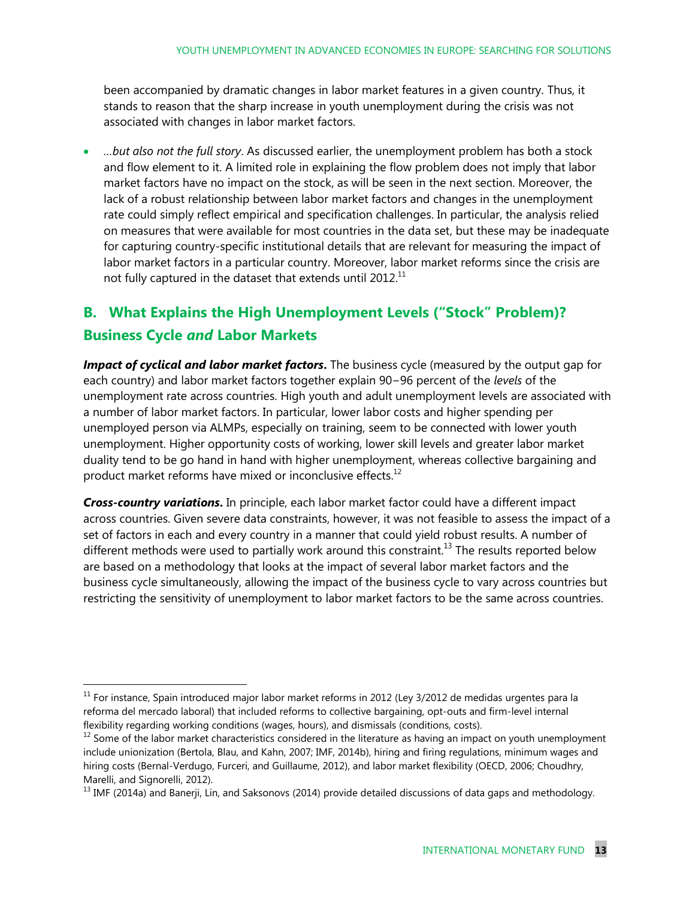been accompanied by dramatic changes in labor market features in a given country. Thus, it stands to reason that the sharp increase in youth unemployment during the crisis was not associated with changes in labor market factors.

- …*but also not the full story*. As discussed earlier, the unemployment problem has both a stock and flow element to it. A limited role in explaining the flow problem does not imply that labor market factors have no impact on the stock, as will be seen in the next section. Moreover, the lack of a robust relationship between labor market factors and changes in the unemployment rate could simply reflect empirical and specification challenges. In particular, the analysis relied on measures that were available for most countries in the data set, but these may be inadequate for capturing country-specific institutional details that are relevant for measuring the impact of labor market factors in a particular country. Moreover, labor market reforms since the crisis are not fully captured in the dataset that extends until 2012.[11]

## B. What Explains the High Unemployment Levels ("Stock" Problem)? Business Cycle *and* Labor Markets

***Impact of cyclical and labor market factors***. The business cycle (measured by the output gap for each country) and labor market factors together explain 90–96 percent of the *levels* of the unemployment rate across countries. High youth and adult unemployment levels are associated with a number of labor market factors. In particular, lower labor costs and higher spending per unemployed person via ALMPs, especially on training, seem to be connected with lower youth unemployment. Higher opportunity costs of working, lower skill levels and greater labor market duality tend to be go hand in hand with higher unemployment, whereas collective bargaining and product market reforms have mixed or inconclusive effects.[12]

***Cross-country variations***. In principle, each labor market factor could have a different impact across countries. Given severe data constraints, however, it was not feasible to assess the impact of a set of factors in each and every country in a manner that could yield robust results. A number of different methods were used to partially work around this constraint.[13] The results reported below are based on a methodology that looks at the impact of several labor market factors and the business cycle simultaneously, allowing the impact of the business cycle to vary across countries but restricting the sensitivity of unemployment to labor market factors to be the same across countries.

---

[11] For instance, Spain introduced major labor market reforms in 2012 (Ley 3/2012 de medidas urgentes para la reforma del mercado laboral) that included reforms to collective bargaining, opt-outs and firm-level internal flexibility regarding working conditions (wages, hours), and dismissals (conditions, costs).

[12] Some of the labor market characteristics considered in the literature as having an impact on youth unemployment include unionization (Bertola, Blau, and Kahn, 2007; IMF, 2014b), hiring and firing regulations, minimum wages and hiring costs (Bernal-Verdugo, Furceri, and Guillaume, 2012), and labor market flexibility (OECD, 2006; Choudhry, Marelli, and Signorelli, 2012).

[13] IMF (2014a) and Banerji, Lin, and Saksonovs (2014) provide detailed discussions of data gaps and methodology.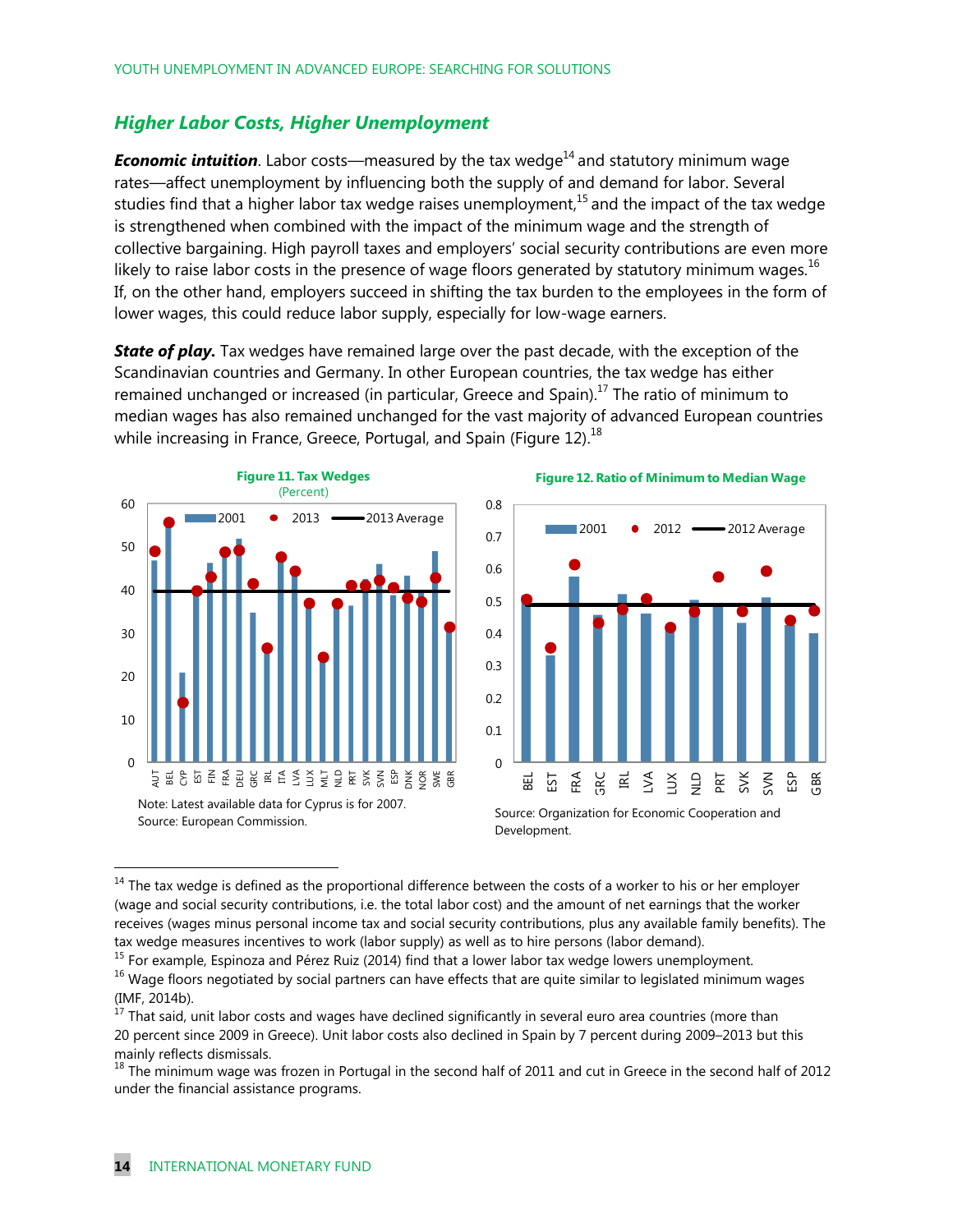## *Higher Labor Costs, Higher Unemployment*

***Economic intuition***. Labor costs—measured by the tax wedge[14] and statutory minimum wage rates—affect unemployment by influencing both the supply of and demand for labor. Several studies find that a higher labor tax wedge raises unemployment,[15] and the impact of the tax wedge is strengthened when combined with the impact of the minimum wage and the strength of collective bargaining. High payroll taxes and employers' social security contributions are even more likely to raise labor costs in the presence of wage floors generated by statutory minimum wages.[16] If, on the other hand, employers succeed in shifting the tax burden to the employees in the form of lower wages, this could reduce labor supply, especially for low-wage earners.

***State of play.*** Tax wedges have remained large over the past decade, with the exception of the Scandinavian countries and Germany. In other European countries, the tax wedge has either remained unchanged or increased (in particular, Greece and Spain).[17] The ratio of minimum to median wages has also remained unchanged for the vast majority of advanced European countries while increasing in France, Greece, Portugal, and Spain (Figure 12).[18]

**Figure 11. Tax Wedges**
(Percent)

Legend: 2001 (bars), 2013 (dots), 2013 Average (line)

Countries: AUT, BEL, CYP, EST, FIN, FRA, DEU, GRC, IRL, ITA, LVA, LUX, MLT, NLD, PRT, SVK, SVN, ESP, DNK, NOR, SWE, GBR

Note: Latest available data for Cyprus is for 2007.
Source: European Commission.

**Figure 12. Ratio of Minimum to Median Wage**

Legend: 2001 (bars), 2012 (dots), 2012 Average (line)

Countries: BEL, EST, FRA, GRC, IRL, LVA, LUX, NLD, PRT, SVK, SVN, ESP, GBR

Source: Organization for Economic Cooperation and Development.

---

[14] The tax wedge is defined as the proportional difference between the costs of a worker to his or her employer (wage and social security contributions, i.e. the total labor cost) and the amount of net earnings that the worker receives (wages minus personal income tax and social security contributions, plus any available family benefits). The tax wedge measures incentives to work (labor supply) as well as to hire persons (labor demand).

[15] For example, Espinoza and Pérez Ruiz (2014) find that a lower labor tax wedge lowers unemployment.

[16] Wage floors negotiated by social partners can have effects that are quite similar to legislated minimum wages (IMF, 2014b).

[17] That said, unit labor costs and wages have declined significantly in several euro area countries (more than 20 percent since 2009 in Greece). Unit labor costs also declined in Spain by 7 percent during 2009–2013 but this mainly reflects dismissals.

[18] The minimum wage was frozen in Portugal in the second half of 2011 and cut in Greece in the second half of 2012 under the financial assistance programs.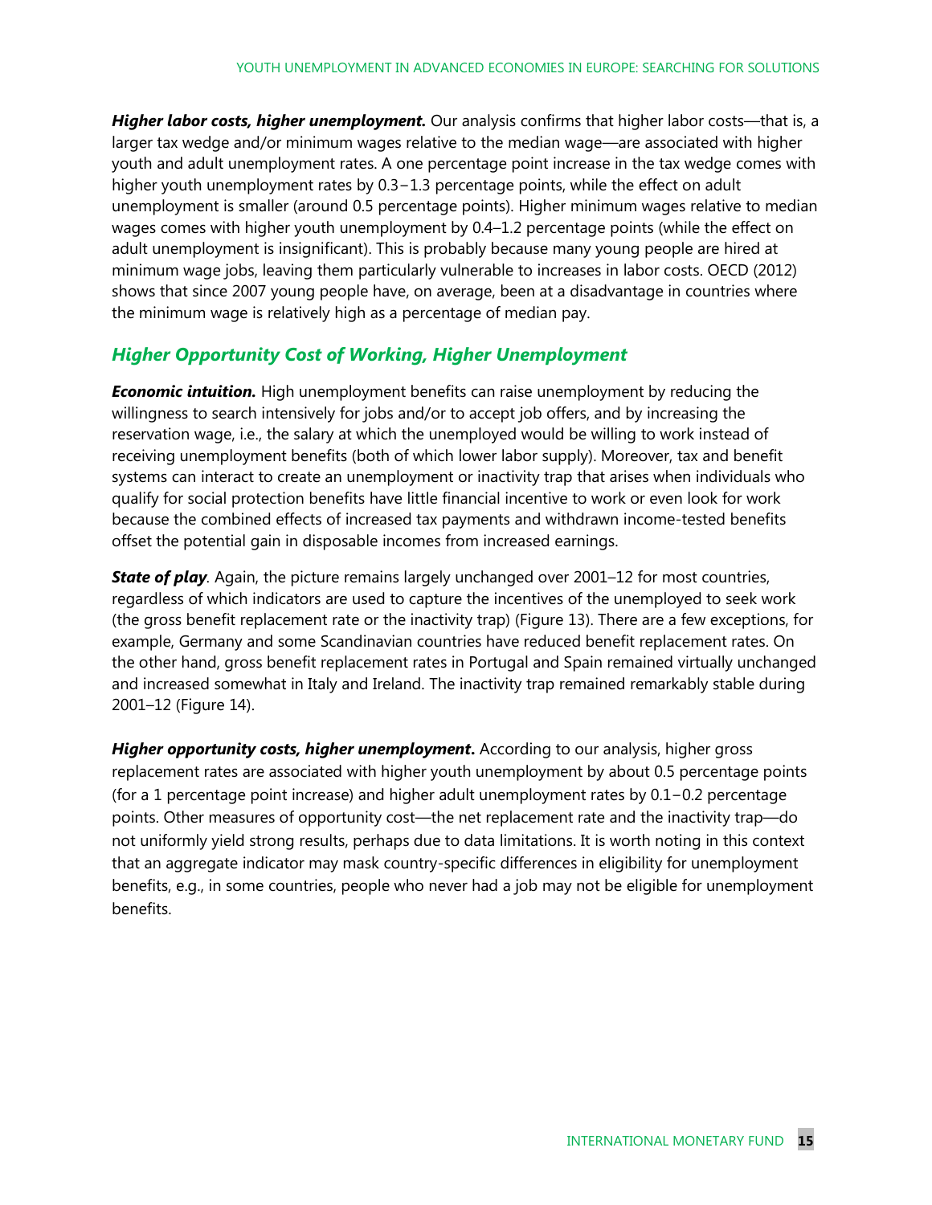***Higher labor costs, higher unemployment.*** Our analysis confirms that higher labor costs—that is, a larger tax wedge and/or minimum wages relative to the median wage—are associated with higher youth and adult unemployment rates. A one percentage point increase in the tax wedge comes with higher youth unemployment rates by 0.3−1.3 percentage points, while the effect on adult unemployment is smaller (around 0.5 percentage points). Higher minimum wages relative to median wages comes with higher youth unemployment by 0.4–1.2 percentage points (while the effect on adult unemployment is insignificant). This is probably because many young people are hired at minimum wage jobs, leaving them particularly vulnerable to increases in labor costs. OECD (2012) shows that since 2007 young people have, on average, been at a disadvantage in countries where the minimum wage is relatively high as a percentage of median pay.

## *Higher Opportunity Cost of Working, Higher Unemployment*

***Economic intuition.*** High unemployment benefits can raise unemployment by reducing the willingness to search intensively for jobs and/or to accept job offers, and by increasing the reservation wage, i.e., the salary at which the unemployed would be willing to work instead of receiving unemployment benefits (both of which lower labor supply). Moreover, tax and benefit systems can interact to create an unemployment or inactivity trap that arises when individuals who qualify for social protection benefits have little financial incentive to work or even look for work because the combined effects of increased tax payments and withdrawn income-tested benefits offset the potential gain in disposable incomes from increased earnings.

***State of play***. Again, the picture remains largely unchanged over 2001–12 for most countries, regardless of which indicators are used to capture the incentives of the unemployed to seek work (the gross benefit replacement rate or the inactivity trap) (Figure 13). There are a few exceptions, for example, Germany and some Scandinavian countries have reduced benefit replacement rates. On the other hand, gross benefit replacement rates in Portugal and Spain remained virtually unchanged and increased somewhat in Italy and Ireland. The inactivity trap remained remarkably stable during 2001–12 (Figure 14).

***Higher opportunity costs, higher unemployment*.** According to our analysis, higher gross replacement rates are associated with higher youth unemployment by about 0.5 percentage points (for a 1 percentage point increase) and higher adult unemployment rates by 0.1−0.2 percentage points. Other measures of opportunity cost—the net replacement rate and the inactivity trap—do not uniformly yield strong results, perhaps due to data limitations. It is worth noting in this context that an aggregate indicator may mask country-specific differences in eligibility for unemployment benefits, e.g., in some countries, people who never had a job may not be eligible for unemployment benefits.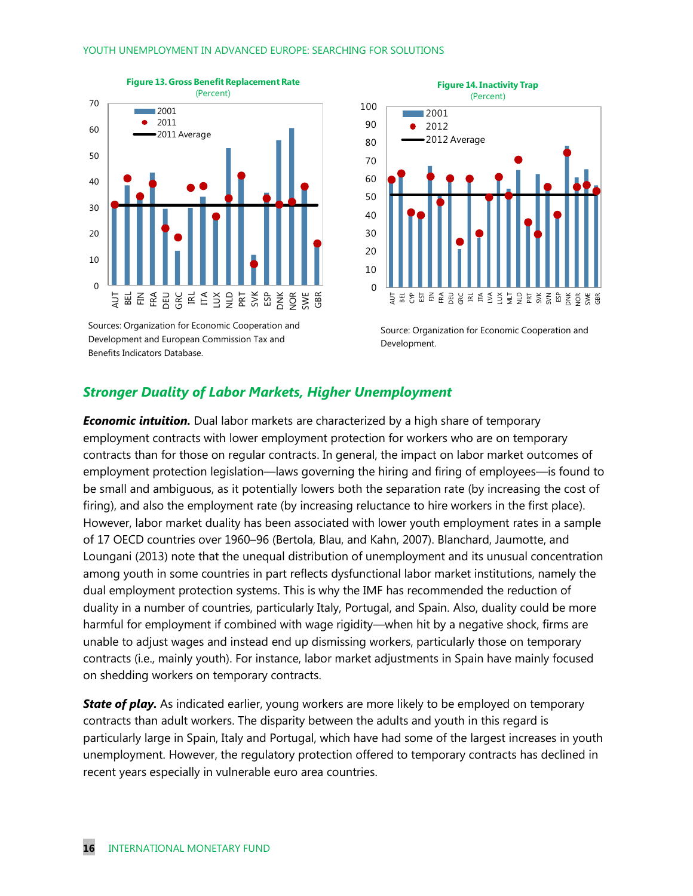**Figure 13. Gross Benefit Replacement Rate**
(Percent)

Sources: Organization for Economic Cooperation and Development and European Commission Tax and Benefits Indicators Database.

**Figure 14. Inactivity Trap**
(Percent)

Source: Organization for Economic Cooperation and Development.

## *Stronger Duality of Labor Markets, Higher Unemployment*

***Economic intuition.*** Dual labor markets are characterized by a high share of temporary employment contracts with lower employment protection for workers who are on temporary contracts than for those on regular contracts. In general, the impact on labor market outcomes of employment protection legislation—laws governing the hiring and firing of employees—is found to be small and ambiguous, as it potentially lowers both the separation rate (by increasing the cost of firing), and also the employment rate (by increasing reluctance to hire workers in the first place). However, labor market duality has been associated with lower youth employment rates in a sample of 17 OECD countries over 1960–96 (Bertola, Blau, and Kahn, 2007). Blanchard, Jaumotte, and Loungani (2013) note that the unequal distribution of unemployment and its unusual concentration among youth in some countries in part reflects dysfunctional labor market institutions, namely the dual employment protection systems. This is why the IMF has recommended the reduction of duality in a number of countries, particularly Italy, Portugal, and Spain. Also, duality could be more harmful for employment if combined with wage rigidity—when hit by a negative shock, firms are unable to adjust wages and instead end up dismissing workers, particularly those on temporary contracts (i.e., mainly youth). For instance, labor market adjustments in Spain have mainly focused on shedding workers on temporary contracts.

***State of play.*** As indicated earlier, young workers are more likely to be employed on temporary contracts than adult workers. The disparity between the adults and youth in this regard is particularly large in Spain, Italy and Portugal, which have had some of the largest increases in youth unemployment. However, the regulatory protection offered to temporary contracts has declined in recent years especially in vulnerable euro area countries.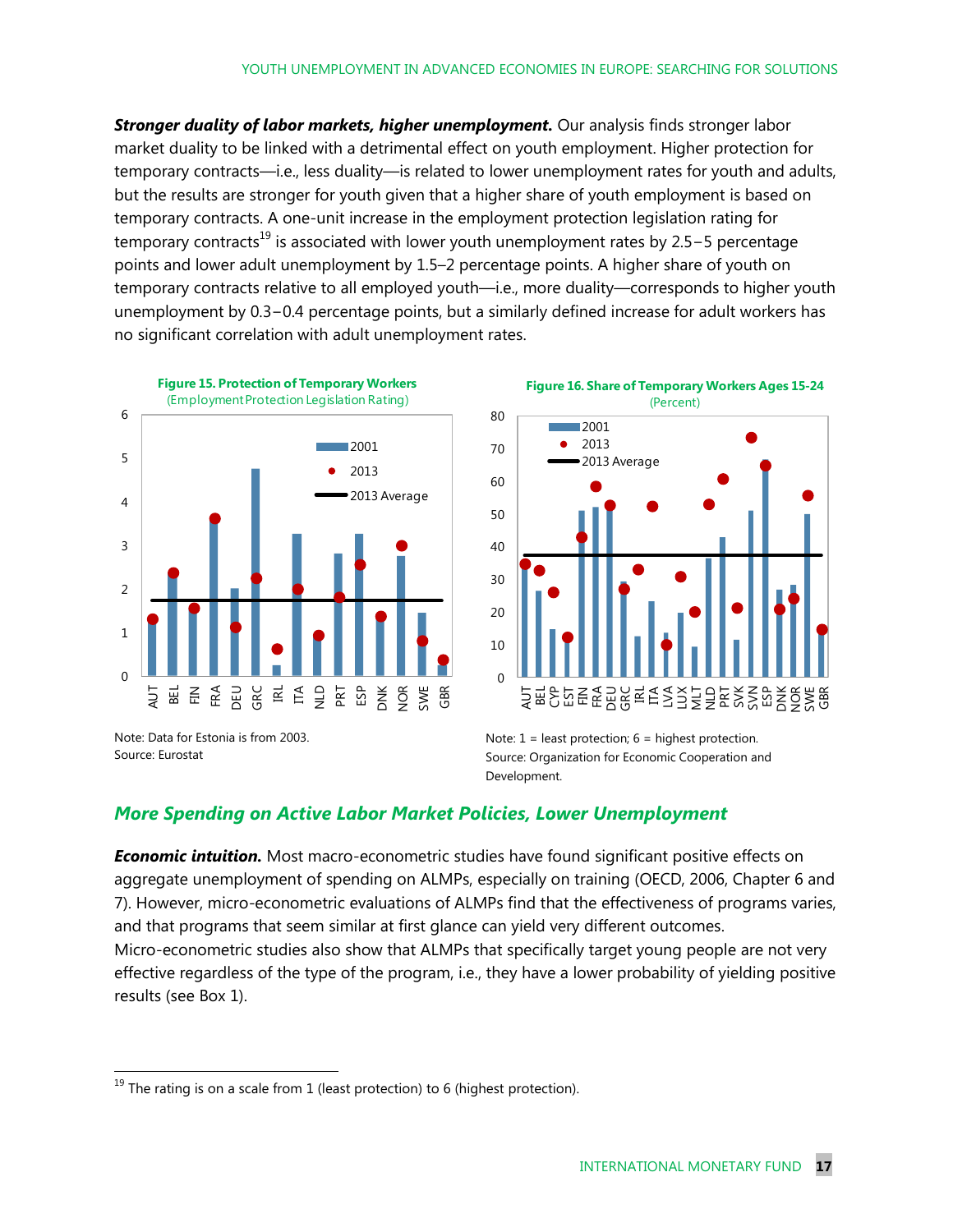**Stronger duality of labor markets, higher unemployment.** Our analysis finds stronger labor market duality to be linked with a detrimental effect on youth employment. Higher protection for temporary contracts—i.e., less duality—is related to lower unemployment rates for youth and adults, but the results are stronger for youth given that a higher share of youth employment is based on temporary contracts. A one-unit increase in the employment protection legislation rating for temporary contracts[19] is associated with lower youth unemployment rates by 2.5−5 percentage points and lower adult unemployment by 1.5–2 percentage points. A higher share of youth on temporary contracts relative to all employed youth—i.e., more duality—corresponds to higher youth unemployment by 0.3−0.4 percentage points, but a similarly defined increase for adult workers has no significant correlation with adult unemployment rates.

**Figure 15. Protection of Temporary Workers**
(Employment Protection Legislation Rating)

Note: Data for Estonia is from 2003.
Source: Eurostat

**Figure 16. Share of Temporary Workers Ages 15-24**
(Percent)

Note: 1 = least protection; 6 = highest protection.
Source: Organization for Economic Cooperation and Development.

## *More Spending on Active Labor Market Policies, Lower Unemployment*

***Economic intuition.*** Most macro-econometric studies have found significant positive effects on aggregate unemployment of spending on ALMPs, especially on training (OECD, 2006, Chapter 6 and 7). However, micro-econometric evaluations of ALMPs find that the effectiveness of programs varies, and that programs that seem similar at first glance can yield very different outcomes. Micro-econometric studies also show that ALMPs that specifically target young people are not very effective regardless of the type of the program, i.e., they have a lower probability of yielding positive results (see Box 1).

---

[19] The rating is on a scale from 1 (least protection) to 6 (highest protection).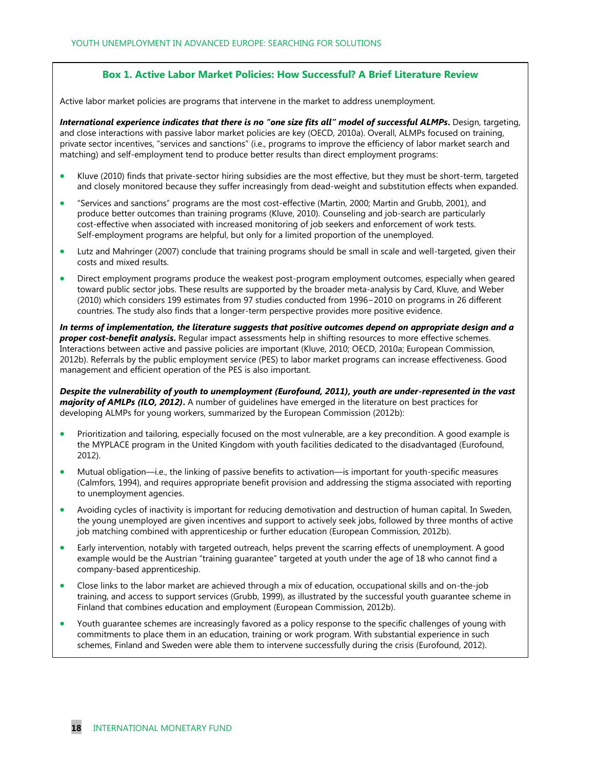## Box 1. Active Labor Market Policies: How Successful? A Brief Literature Review

Active labor market policies are programs that intervene in the market to address unemployment.

***International experience indicates that there is no "one size fits all" model of successful ALMPs.*** Design, targeting, and close interactions with passive labor market policies are key (OECD, 2010a). Overall, ALMPs focused on training, private sector incentives, "services and sanctions" (i.e., programs to improve the efficiency of labor market search and matching) and self-employment tend to produce better results than direct employment programs:

- Kluve (2010) finds that private-sector hiring subsidies are the most effective, but they must be short-term, targeted and closely monitored because they suffer increasingly from dead-weight and substitution effects when expanded.
- "Services and sanctions" programs are the most cost-effective (Martin, 2000; Martin and Grubb, 2001), and produce better outcomes than training programs (Kluve, 2010). Counseling and job-search are particularly cost-effective when associated with increased monitoring of job seekers and enforcement of work tests. Self-employment programs are helpful, but only for a limited proportion of the unemployed.
- Lutz and Mahringer (2007) conclude that training programs should be small in scale and well-targeted, given their costs and mixed results.
- Direct employment programs produce the weakest post-program employment outcomes, especially when geared toward public sector jobs. These results are supported by the broader meta-analysis by Card, Kluve, and Weber (2010) which considers 199 estimates from 97 studies conducted from 1996−2010 on programs in 26 different countries. The study also finds that a longer-term perspective provides more positive evidence.

***In terms of implementation, the literature suggests that positive outcomes depend on appropriate design and a proper cost-benefit analysis.*** Regular impact assessments help in shifting resources to more effective schemes. Interactions between active and passive policies are important (Kluve, 2010; OECD, 2010a; European Commission, 2012b). Referrals by the public employment service (PES) to labor market programs can increase effectiveness. Good management and efficient operation of the PES is also important.

***Despite the vulnerability of youth to unemployment (Eurofound, 2011), youth are under-represented in the vast majority of AMLPs (ILO, 2012).*** A number of guidelines have emerged in the literature on best practices for developing ALMPs for young workers, summarized by the European Commission (2012b):

- Prioritization and tailoring, especially focused on the most vulnerable, are a key precondition. A good example is the MYPLACE program in the United Kingdom with youth facilities dedicated to the disadvantaged (Eurofound, 2012).
- Mutual obligation—i.e., the linking of passive benefits to activation—is important for youth-specific measures (Calmfors, 1994), and requires appropriate benefit provision and addressing the stigma associated with reporting to unemployment agencies.
- Avoiding cycles of inactivity is important for reducing demotivation and destruction of human capital. In Sweden, the young unemployed are given incentives and support to actively seek jobs, followed by three months of active job matching combined with apprenticeship or further education (European Commission, 2012b).
- Early intervention, notably with targeted outreach, helps prevent the scarring effects of unemployment. A good example would be the Austrian "training guarantee" targeted at youth under the age of 18 who cannot find a company-based apprenticeship.
- Close links to the labor market are achieved through a mix of education, occupational skills and on-the-job training, and access to support services (Grubb, 1999), as illustrated by the successful youth guarantee scheme in Finland that combines education and employment (European Commission, 2012b).
- Youth guarantee schemes are increasingly favored as a policy response to the specific challenges of young with commitments to place them in an education, training or work program. With substantial experience in such schemes, Finland and Sweden were able them to intervene successfully during the crisis (Eurofound, 2012).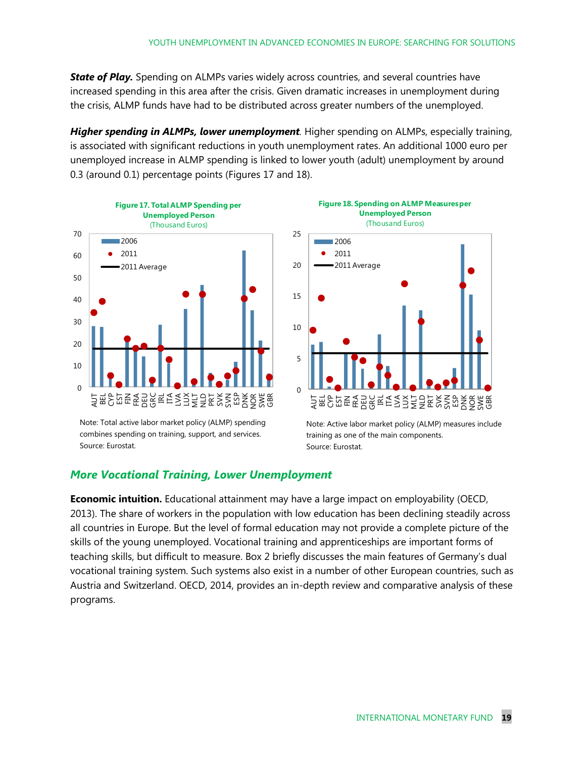**_State of Play._** Spending on ALMPs varies widely across countries, and several countries have increased spending in this area after the crisis. Given dramatic increases in unemployment during the crisis, ALMP funds have had to be distributed across greater numbers of the unemployed.

**_Higher spending in ALMPs, lower unemployment_**. Higher spending on ALMPs, especially training, is associated with significant reductions in youth unemployment rates. An additional 1000 euro per unemployed increase in ALMP spending is linked to lower youth (adult) unemployment by around 0.3 (around 0.1) percentage points (Figures 17 and 18).

**Figure 17. Total ALMP Spending per Unemployed Person**
(Thousand Euros)

Note: Total active labor market policy (ALMP) spending combines spending on training, support, and services.
Source: Eurostat.

**Figure 18. Spending on ALMP Measures per Unemployed Person**
(Thousand Euros)

Note: Active labor market policy (ALMP) measures include training as one of the main components.
Source: Eurostat.

## _More Vocational Training, Lower Unemployment_

**Economic intuition.** Educational attainment may have a large impact on employability (OECD, 2013). The share of workers in the population with low education has been declining steadily across all countries in Europe. But the level of formal education may not provide a complete picture of the skills of the young unemployed. Vocational training and apprenticeships are important forms of teaching skills, but difficult to measure. Box 2 briefly discusses the main features of Germany's dual vocational training system. Such systems also exist in a number of other European countries, such as Austria and Switzerland. OECD, 2014, provides an in-depth review and comparative analysis of these programs.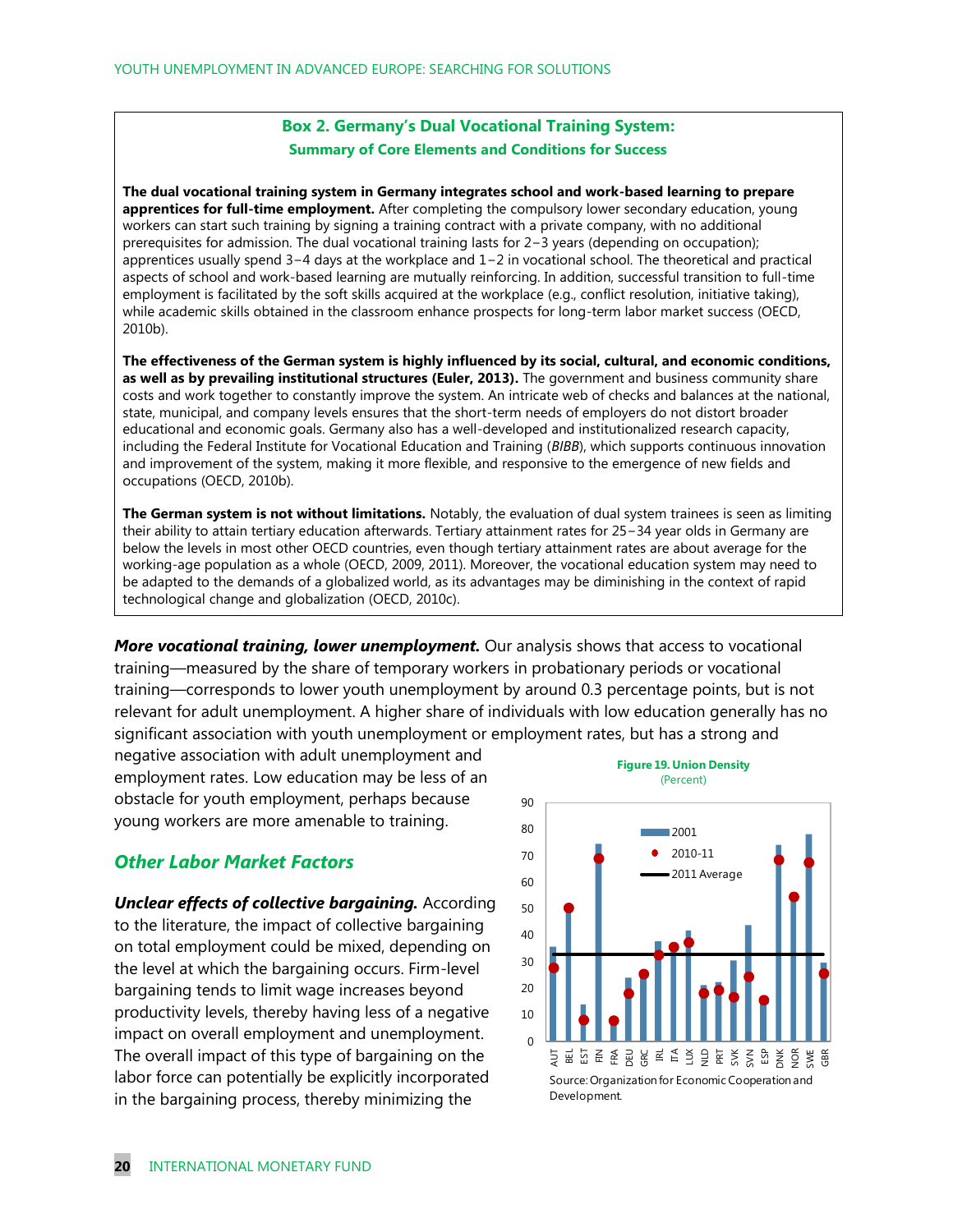### Box 2. Germany's Dual Vocational Training System: Summary of Core Elements and Conditions for Success

**The dual vocational training system in Germany integrates school and work-based learning to prepare apprentices for full-time employment.** After completing the compulsory lower secondary education, young workers can start such training by signing a training contract with a private company, with no additional prerequisites for admission. The dual vocational training lasts for 2–3 years (depending on occupation); apprentices usually spend 3–4 days at the workplace and 1–2 in vocational school. The theoretical and practical aspects of school and work-based learning are mutually reinforcing. In addition, successful transition to full-time employment is facilitated by the soft skills acquired at the workplace (e.g., conflict resolution, initiative taking), while academic skills obtained in the classroom enhance prospects for long-term labor market success (OECD, 2010b).

**The effectiveness of the German system is highly influenced by its social, cultural, and economic conditions, as well as by prevailing institutional structures (Euler, 2013).** The government and business community share costs and work together to constantly improve the system. An intricate web of checks and balances at the national, state, municipal, and company levels ensures that the short-term needs of employers do not distort broader educational and economic goals. Germany also has a well-developed and institutionalized research capacity, including the Federal Institute for Vocational Education and Training (*BIBB*), which supports continuous innovation and improvement of the system, making it more flexible, and responsive to the emergence of new fields and occupations (OECD, 2010b).

**The German system is not without limitations.** Notably, the evaluation of dual system trainees is seen as limiting their ability to attain tertiary education afterwards. Tertiary attainment rates for 25–34 year olds in Germany are below the levels in most other OECD countries, even though tertiary attainment rates are about average for the working-age population as a whole (OECD, 2009, 2011). Moreover, the vocational education system may need to be adapted to the demands of a globalized world, as its advantages may be diminishing in the context of rapid technological change and globalization (OECD, 2010c).

***More vocational training, lower unemployment.*** Our analysis shows that access to vocational training—measured by the share of temporary workers in probationary periods or vocational training—corresponds to lower youth unemployment by around 0.3 percentage points, but is not relevant for adult unemployment. A higher share of individuals with low education generally has no significant association with youth unemployment or employment rates, but has a strong and negative association with adult unemployment and employment rates. Low education may be less of an obstacle for youth employment, perhaps because young workers are more amenable to training.

### *Other Labor Market Factors*

***Unclear effects of collective bargaining.*** According to the literature, the impact of collective bargaining on total employment could be mixed, depending on the level at which the bargaining occurs. Firm-level bargaining tends to limit wage increases beyond productivity levels, thereby having less of a negative impact on overall employment and unemployment. The overall impact of this type of bargaining on the labor force can potentially be explicitly incorporated in the bargaining process, thereby minimizing the

**Figure 19. Union Density**
(Percent)

Source: Organization for Economic Cooperation and Development.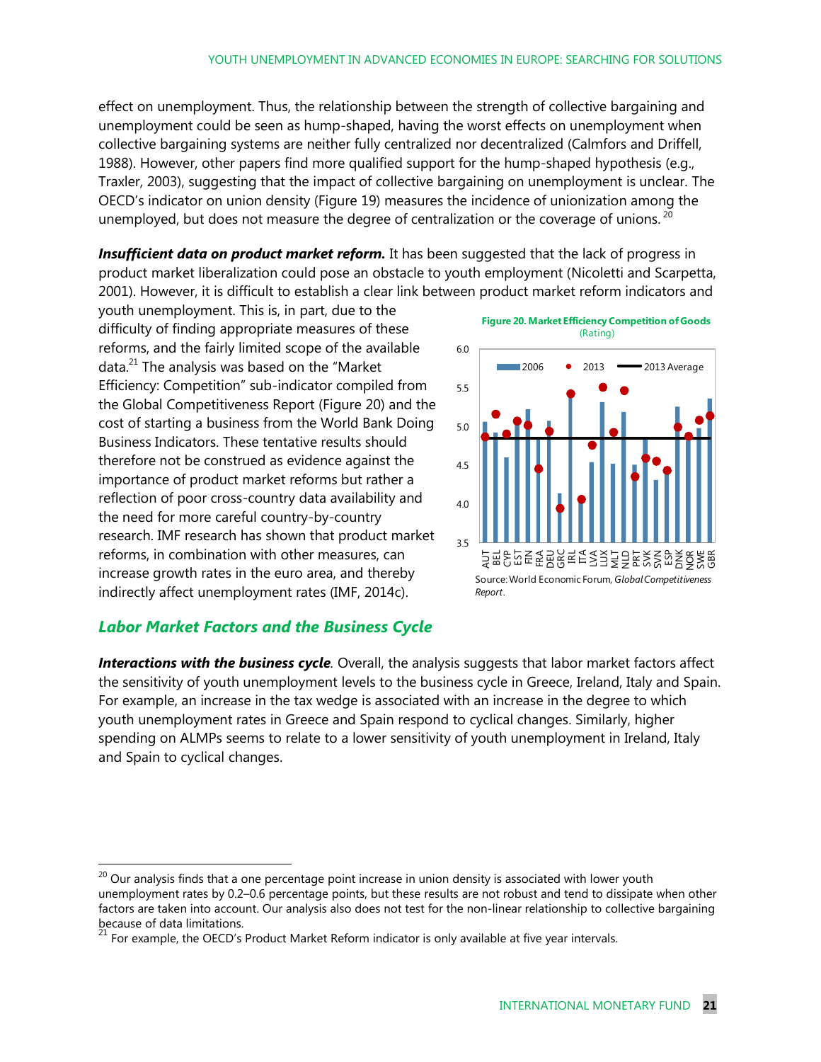effect on unemployment. Thus, the relationship between the strength of collective bargaining and unemployment could be seen as hump-shaped, having the worst effects on unemployment when collective bargaining systems are neither fully centralized nor decentralized (Calmfors and Driffell, 1988). However, other papers find more qualified support for the hump-shaped hypothesis (e.g., Traxler, 2003), suggesting that the impact of collective bargaining on unemployment is unclear. The OECD's indicator on union density (Figure 19) measures the incidence of unionization among the unemployed, but does not measure the degree of centralization or the coverage of unions.[20]

***Insufficient data on product market reform.*** It has been suggested that the lack of progress in product market liberalization could pose an obstacle to youth employment (Nicoletti and Scarpetta, 2001). However, it is difficult to establish a clear link between product market reform indicators and youth unemployment. This is, in part, due to the difficulty of finding appropriate measures of these reforms, and the fairly limited scope of the available data.[21] The analysis was based on the "Market Efficiency: Competition" sub-indicator compiled from the Global Competitiveness Report (Figure 20) and the cost of starting a business from the World Bank Doing Business Indicators. These tentative results should therefore not be construed as evidence against the importance of product market reforms but rather a reflection of poor cross-country data availability and the need for more careful country-by-country research. IMF research has shown that product market reforms, in combination with other measures, can increase growth rates in the euro area, and thereby indirectly affect unemployment rates (IMF, 2014c).

**Figure 20. Market Efficiency Competition of Goods**
(Rating)

Source: World Economic Forum, *Global Competitiveness Report*.

## Labor Market Factors and the Business Cycle

***Interactions with the business cycle***. Overall, the analysis suggests that labor market factors affect the sensitivity of youth unemployment levels to the business cycle in Greece, Ireland, Italy and Spain. For example, an increase in the tax wedge is associated with an increase in the degree to which youth unemployment rates in Greece and Spain respond to cyclical changes. Similarly, higher spending on ALMPs seems to relate to a lower sensitivity of youth unemployment in Ireland, Italy and Spain to cyclical changes.

[20] Our analysis finds that a one percentage point increase in union density is associated with lower youth unemployment rates by 0.2–0.6 percentage points, but these results are not robust and tend to dissipate when other factors are taken into account. Our analysis also does not test for the non-linear relationship to collective bargaining because of data limitations.

[21] For example, the OECD's Product Market Reform indicator is only available at five year intervals.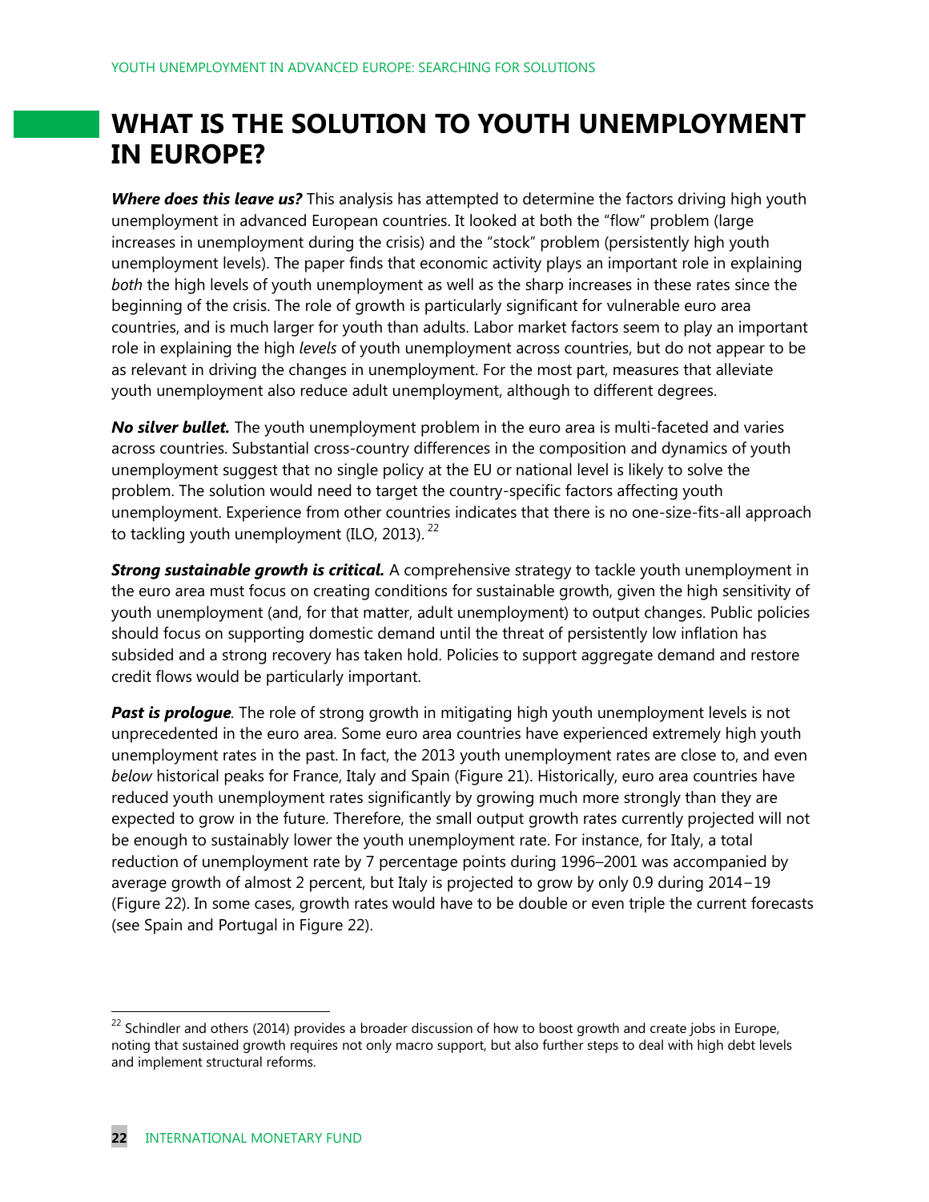# WHAT IS THE SOLUTION TO YOUTH UNEMPLOYMENT IN EUROPE?

***Where does this leave us?*** This analysis has attempted to determine the factors driving high youth unemployment in advanced European countries. It looked at both the "flow" problem (large increases in unemployment during the crisis) and the "stock" problem (persistently high youth unemployment levels). The paper finds that economic activity plays an important role in explaining *both* the high levels of youth unemployment as well as the sharp increases in these rates since the beginning of the crisis. The role of growth is particularly significant for vulnerable euro area countries, and is much larger for youth than adults. Labor market factors seem to play an important role in explaining the high *levels* of youth unemployment across countries, but do not appear to be as relevant in driving the changes in unemployment. For the most part, measures that alleviate youth unemployment also reduce adult unemployment, although to different degrees.

***No silver bullet.*** The youth unemployment problem in the euro area is multi-faceted and varies across countries. Substantial cross-country differences in the composition and dynamics of youth unemployment suggest that no single policy at the EU or national level is likely to solve the problem. The solution would need to target the country-specific factors affecting youth unemployment. Experience from other countries indicates that there is no one-size-fits-all approach to tackling youth unemployment (ILO, 2013).[22]

***Strong sustainable growth is critical.*** A comprehensive strategy to tackle youth unemployment in the euro area must focus on creating conditions for sustainable growth, given the high sensitivity of youth unemployment (and, for that matter, adult unemployment) to output changes. Public policies should focus on supporting domestic demand until the threat of persistently low inflation has subsided and a strong recovery has taken hold. Policies to support aggregate demand and restore credit flows would be particularly important.

***Past is prologue***. The role of strong growth in mitigating high youth unemployment levels is not unprecedented in the euro area. Some euro area countries have experienced extremely high youth unemployment rates in the past. In fact, the 2013 youth unemployment rates are close to, and even *below* historical peaks for France, Italy and Spain (Figure 21). Historically, euro area countries have reduced youth unemployment rates significantly by growing much more strongly than they are expected to grow in the future. Therefore, the small output growth rates currently projected will not be enough to sustainably lower the youth unemployment rate. For instance, for Italy, a total reduction of unemployment rate by 7 percentage points during 1996–2001 was accompanied by average growth of almost 2 percent, but Italy is projected to grow by only 0.9 during 2014−19 (Figure 22). In some cases, growth rates would have to be double or even triple the current forecasts (see Spain and Portugal in Figure 22).

---

[22] Schindler and others (2014) provides a broader discussion of how to boost growth and create jobs in Europe, noting that sustained growth requires not only macro support, but also further steps to deal with high debt levels and implement structural reforms.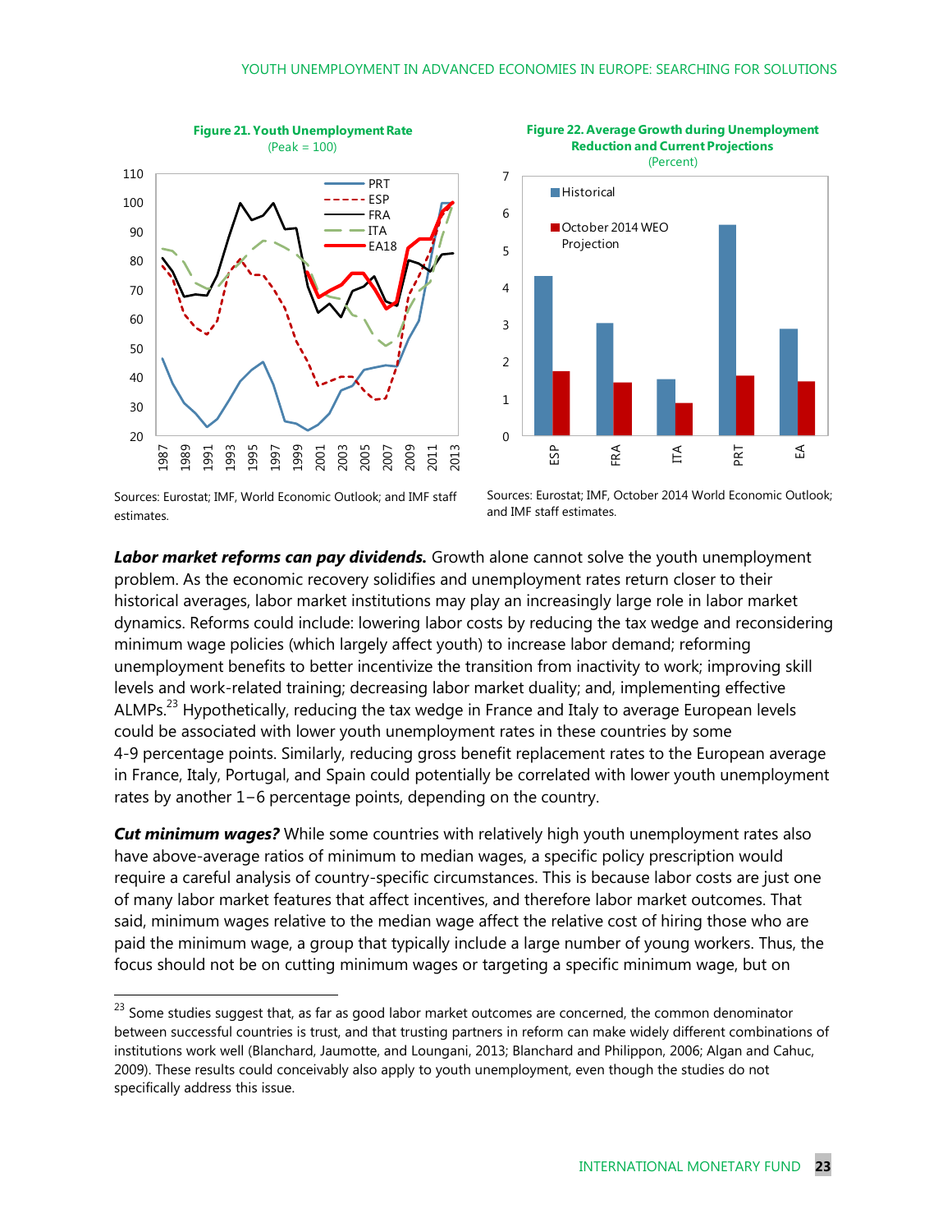**Figure 21. Youth Unemployment Rate**
(Peak = 100)

Sources: Eurostat; IMF, World Economic Outlook; and IMF staff estimates.

**Figure 22. Average Growth during Unemployment Reduction and Current Projections**
(Percent)

Sources: Eurostat; IMF, October 2014 World Economic Outlook; and IMF staff estimates.

***Labor market reforms can pay dividends.*** Growth alone cannot solve the youth unemployment problem. As the economic recovery solidifies and unemployment rates return closer to their historical averages, labor market institutions may play an increasingly large role in labor market dynamics. Reforms could include: lowering labor costs by reducing the tax wedge and reconsidering minimum wage policies (which largely affect youth) to increase labor demand; reforming unemployment benefits to better incentivize the transition from inactivity to work; improving skill levels and work-related training; decreasing labor market duality; and, implementing effective ALMPs.[23] Hypothetically, reducing the tax wedge in France and Italy to average European levels could be associated with lower youth unemployment rates in these countries by some 4-9 percentage points. Similarly, reducing gross benefit replacement rates to the European average in France, Italy, Portugal, and Spain could potentially be correlated with lower youth unemployment rates by another 1–6 percentage points, depending on the country.

***Cut minimum wages?*** While some countries with relatively high youth unemployment rates also have above-average ratios of minimum to median wages, a specific policy prescription would require a careful analysis of country-specific circumstances. This is because labor costs are just one of many labor market features that affect incentives, and therefore labor market outcomes. That said, minimum wages relative to the median wage affect the relative cost of hiring those who are paid the minimum wage, a group that typically include a large number of young workers. Thus, the focus should not be on cutting minimum wages or targeting a specific minimum wage, but on

---

[23] Some studies suggest that, as far as good labor market outcomes are concerned, the common denominator between successful countries is trust, and that trusting partners in reform can make widely different combinations of institutions work well (Blanchard, Jaumotte, and Loungani, 2013; Blanchard and Philippon, 2006; Algan and Cahuc, 2009). These results could conceivably also apply to youth unemployment, even though the studies do not specifically address this issue.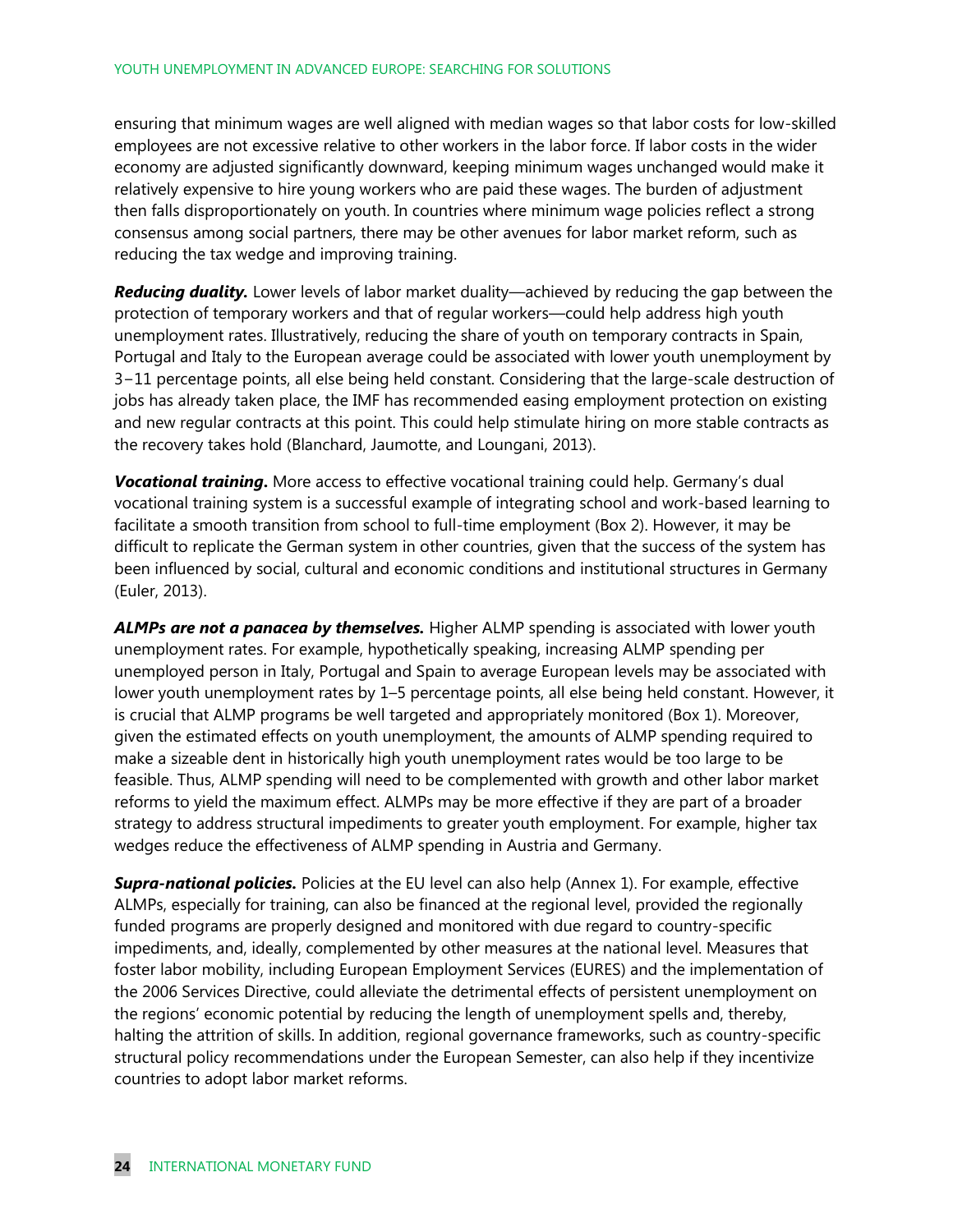ensuring that minimum wages are well aligned with median wages so that labor costs for low-skilled employees are not excessive relative to other workers in the labor force. If labor costs in the wider economy are adjusted significantly downward, keeping minimum wages unchanged would make it relatively expensive to hire young workers who are paid these wages. The burden of adjustment then falls disproportionately on youth. In countries where minimum wage policies reflect a strong consensus among social partners, there may be other avenues for labor market reform, such as reducing the tax wedge and improving training.

***Reducing duality.*** Lower levels of labor market duality—achieved by reducing the gap between the protection of temporary workers and that of regular workers—could help address high youth unemployment rates. Illustratively, reducing the share of youth on temporary contracts in Spain, Portugal and Italy to the European average could be associated with lower youth unemployment by 3−11 percentage points, all else being held constant. Considering that the large-scale destruction of jobs has already taken place, the IMF has recommended easing employment protection on existing and new regular contracts at this point. This could help stimulate hiring on more stable contracts as the recovery takes hold (Blanchard, Jaumotte, and Loungani, 2013).

***Vocational training.*** More access to effective vocational training could help. Germany's dual vocational training system is a successful example of integrating school and work-based learning to facilitate a smooth transition from school to full-time employment (Box 2). However, it may be difficult to replicate the German system in other countries, given that the success of the system has been influenced by social, cultural and economic conditions and institutional structures in Germany (Euler, 2013).

***ALMPs are not a panacea by themselves.*** Higher ALMP spending is associated with lower youth unemployment rates. For example, hypothetically speaking, increasing ALMP spending per unemployed person in Italy, Portugal and Spain to average European levels may be associated with lower youth unemployment rates by 1–5 percentage points, all else being held constant. However, it is crucial that ALMP programs be well targeted and appropriately monitored (Box 1). Moreover, given the estimated effects on youth unemployment, the amounts of ALMP spending required to make a sizeable dent in historically high youth unemployment rates would be too large to be feasible. Thus, ALMP spending will need to be complemented with growth and other labor market reforms to yield the maximum effect. ALMPs may be more effective if they are part of a broader strategy to address structural impediments to greater youth employment. For example, higher tax wedges reduce the effectiveness of ALMP spending in Austria and Germany.

***Supra-national policies.*** Policies at the EU level can also help (Annex 1). For example, effective ALMPs, especially for training, can also be financed at the regional level, provided the regionally funded programs are properly designed and monitored with due regard to country-specific impediments, and, ideally, complemented by other measures at the national level. Measures that foster labor mobility, including European Employment Services (EURES) and the implementation of the 2006 Services Directive, could alleviate the detrimental effects of persistent unemployment on the regions' economic potential by reducing the length of unemployment spells and, thereby, halting the attrition of skills. In addition, regional governance frameworks, such as country-specific structural policy recommendations under the European Semester, can also help if they incentivize countries to adopt labor market reforms.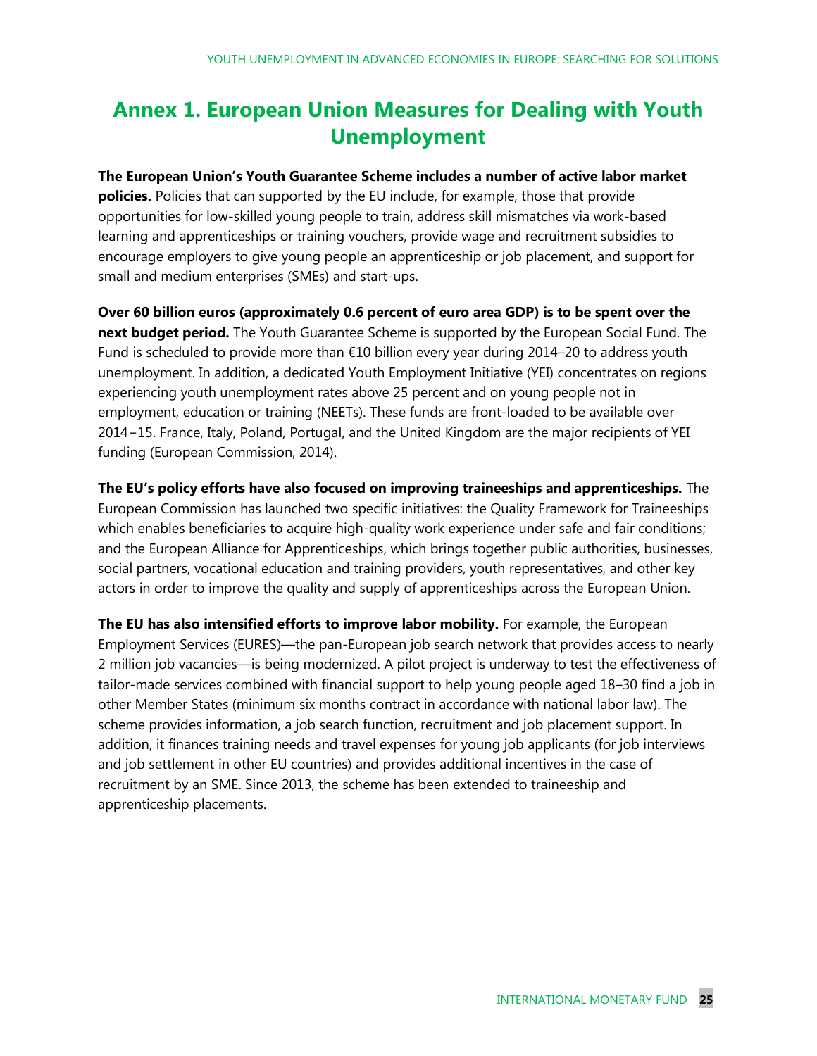# Annex 1. European Union Measures for Dealing with Youth Unemployment

**The European Union's Youth Guarantee Scheme includes a number of active labor market policies.** Policies that can supported by the EU include, for example, those that provide opportunities for low-skilled young people to train, address skill mismatches via work-based learning and apprenticeships or training vouchers, provide wage and recruitment subsidies to encourage employers to give young people an apprenticeship or job placement, and support for small and medium enterprises (SMEs) and start-ups.

**Over 60 billion euros (approximately 0.6 percent of euro area GDP) is to be spent over the next budget period.** The Youth Guarantee Scheme is supported by the European Social Fund. The Fund is scheduled to provide more than €10 billion every year during 2014–20 to address youth unemployment. In addition, a dedicated Youth Employment Initiative (YEI) concentrates on regions experiencing youth unemployment rates above 25 percent and on young people not in employment, education or training (NEETs). These funds are front-loaded to be available over 2014−15. France, Italy, Poland, Portugal, and the United Kingdom are the major recipients of YEI funding (European Commission, 2014).

**The EU's policy efforts have also focused on improving traineeships and apprenticeships.** The European Commission has launched two specific initiatives: the Quality Framework for Traineeships which enables beneficiaries to acquire high-quality work experience under safe and fair conditions; and the European Alliance for Apprenticeships, which brings together public authorities, businesses, social partners, vocational education and training providers, youth representatives, and other key actors in order to improve the quality and supply of apprenticeships across the European Union.

**The EU has also intensified efforts to improve labor mobility.** For example, the European Employment Services (EURES)—the pan-European job search network that provides access to nearly 2 million job vacancies—is being modernized. A pilot project is underway to test the effectiveness of tailor-made services combined with financial support to help young people aged 18–30 find a job in other Member States (minimum six months contract in accordance with national labor law). The scheme provides information, a job search function, recruitment and job placement support. In addition, it finances training needs and travel expenses for young job applicants (for job interviews and job settlement in other EU countries) and provides additional incentives in the case of recruitment by an SME. Since 2013, the scheme has been extended to traineeship and apprenticeship placements.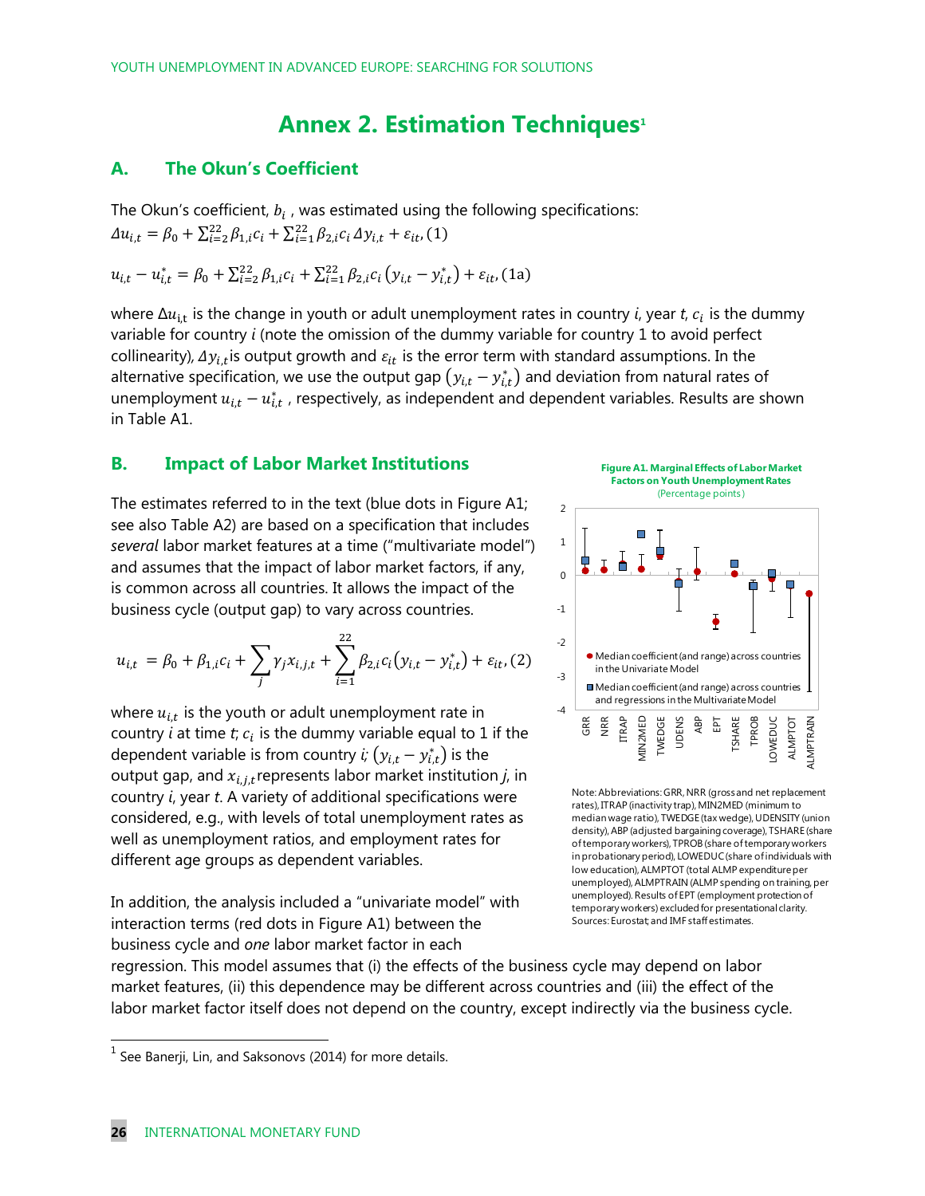# Annex 2. Estimation Techniques[1]

## A. The Okun's Coefficient

The Okun's coefficient, $b_i$ , was estimated using the following specifications:

$$\Delta u_{i,t} = \beta_0 + \sum_{i=2}^{22} \beta_{1,i} c_i + \sum_{i=1}^{22} \beta_{2,i} c_i \, \Delta y_{i,t} + \varepsilon_{it}, (1)$$

$$u_{i,t} - u_{i,t}^* = \beta_0 + \sum_{i=2}^{22} \beta_{1,i} c_i + \sum_{i=1}^{22} \beta_{2,i} c_i \left(y_{i,t} - y_{i,t}^*\right) + \varepsilon_{it}, (1a)$$

where $\Delta u_{i,t}$ is the change in youth or adult unemployment rates in country $i$, year $t$, $c_i$ is the dummy variable for country $i$ (note the omission of the dummy variable for country 1 to avoid perfect collinearity), $\Delta y_{i,t}$ is output growth and $\varepsilon_{it}$ is the error term with standard assumptions. In the alternative specification, we use the output gap $\left(y_{i,t} - y_{i,t}^*\right)$ and deviation from natural rates of unemployment $u_{i,t} - u_{i,t}^*$ , respectively, as independent and dependent variables. Results are shown in Table A1.

## B. Impact of Labor Market Institutions

The estimates referred to in the text (blue dots in Figure A1; see also Table A2) are based on a specification that includes *several* labor market features at a time ("multivariate model") and assumes that the impact of labor market factors, if any, is common across all countries. It allows the impact of the business cycle (output gap) to vary across countries.

$$u_{i,t} = \beta_0 + \beta_{1,i} c_i + \sum_j \gamma_j x_{i,j,t} + \sum_{i=1}^{22} \beta_{2,i} c_i \left(y_{i,t} - y_{i,t}^*\right) + \varepsilon_{it}, (2)$$

where $u_{i,t}$ is the youth or adult unemployment rate in country $i$ at time $t$; $c_i$ is the dummy variable equal to 1 if the dependent variable is from country $i$; $\left(y_{i,t} - y_{i,t}^*\right)$ is the output gap, and $x_{i,j,t}$ represents labor market institution $j$, in country $i$, year $t$. A variety of additional specifications were considered, e.g., with levels of total unemployment rates as well as unemployment ratios, and employment rates for different age groups as dependent variables.

In addition, the analysis included a "univariate model" with interaction terms (red dots in Figure A1) between the business cycle and *one* labor market factor in each regression. This model assumes that (i) the effects of the business cycle may depend on labor market features, (ii) this dependence may be different across countries and (iii) the effect of the labor market factor itself does not depend on the country, except indirectly via the business cycle.

**Figure A1. Marginal Effects of Labor Market Factors on Youth Unemployment Rates**
(Percentage points)

● Median coefficient (and range) across countries in the Univariate Model
■ Median coefficient (and range) across countries and regressions in the Multivariate Model

Note: Abbreviations: GRR, NRR (gross and net replacement rates), ITRAP (inactivity trap), MIN2MED (minimum to median wage ratio), TWEDGE (tax wedge), UDENSITY (union density), ABP (adjusted bargaining coverage), TSHARE (share of temporary workers), TPROB (share of temporary workers in probationary period), LOWEDUC (share of individuals with low education), ALMPTOT (total ALMP expenditure per unemployed), ALMPTRAIN (ALMP spending on training, per unemployed). Results of EPT (employment protection of temporary workers) excluded for presentational clarity.
Sources: Eurostat; and IMF staff estimates.

[1] See Banerji, Lin, and Saksonovs (2014) for more details.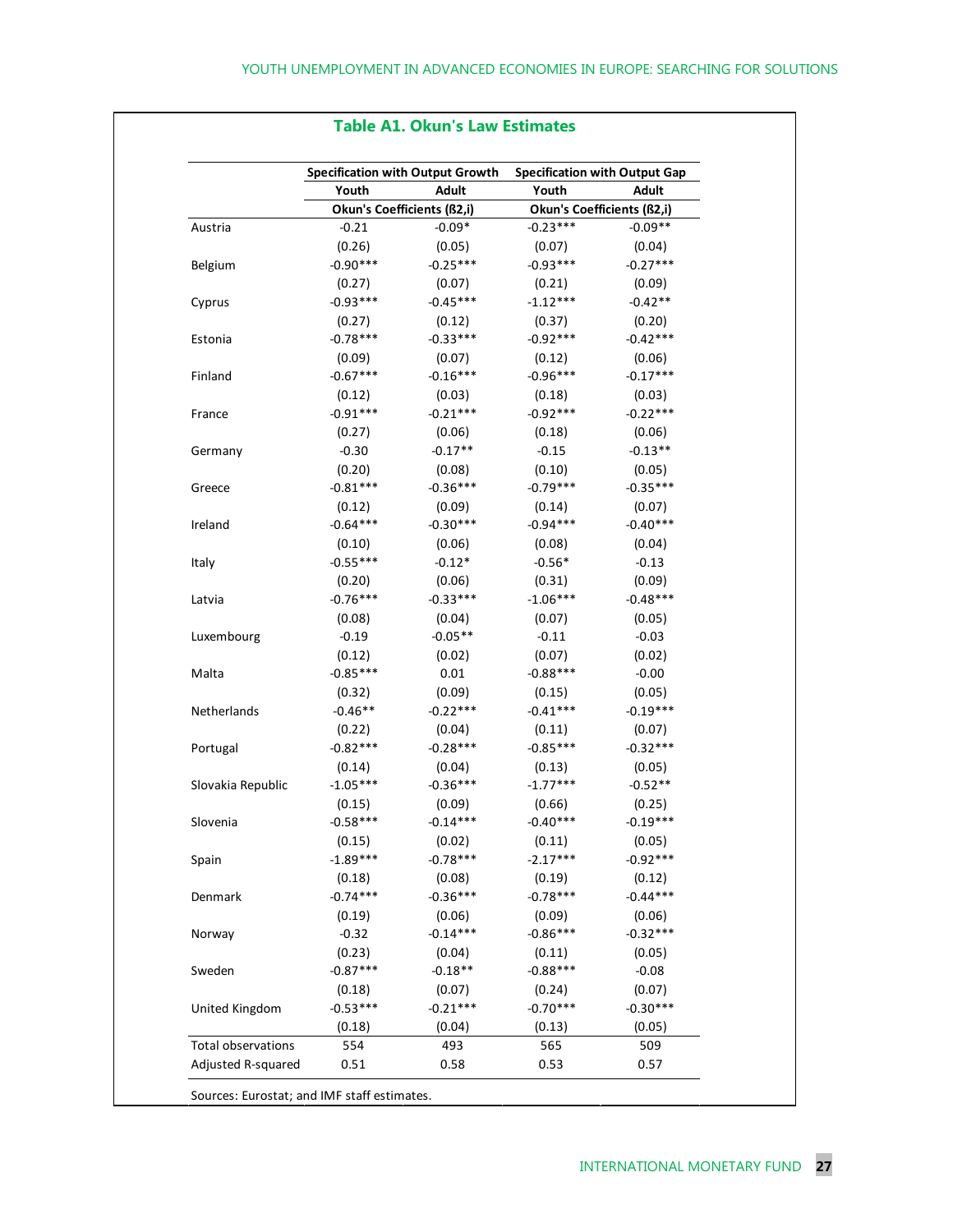## Table A1. Okun's Law Estimates

| | Specification with Output Growth | | Specification with Output Gap | |
|---|---|---|---|---|
| | Youth | Adult | Youth | Adult |
| | Okun's Coefficients (ß2,i) | | Okun's Coefficients (ß2,i) | |
| Austria | -0.21 | -0.09* | -0.23*** | -0.09** |
| | (0.26) | (0.05) | (0.07) | (0.04) |
| Belgium | -0.90*** | -0.25*** | -0.93*** | -0.27*** |
| | (0.27) | (0.07) | (0.21) | (0.09) |
| Cyprus | -0.93*** | -0.45*** | -1.12*** | -0.42** |
| | (0.27) | (0.12) | (0.37) | (0.20) |
| Estonia | -0.78*** | -0.33*** | -0.92*** | -0.42*** |
| | (0.09) | (0.07) | (0.12) | (0.06) |
| Finland | -0.67*** | -0.16*** | -0.96*** | -0.17*** |
| | (0.12) | (0.03) | (0.18) | (0.03) |
| France | -0.91*** | -0.21*** | -0.92*** | -0.22*** |
| | (0.27) | (0.06) | (0.18) | (0.06) |
| Germany | -0.30 | -0.17** | -0.15 | -0.13** |
| | (0.20) | (0.08) | (0.10) | (0.05) |
| Greece | -0.81*** | -0.36*** | -0.79*** | -0.35*** |
| | (0.12) | (0.09) | (0.14) | (0.07) |
| Ireland | -0.64*** | -0.30*** | -0.94*** | -0.40*** |
| | (0.10) | (0.06) | (0.08) | (0.04) |
| Italy | -0.55*** | -0.12* | -0.56* | -0.13 |
| | (0.20) | (0.06) | (0.31) | (0.09) |
| Latvia | -0.76*** | -0.33*** | -1.06*** | -0.48*** |
| | (0.08) | (0.04) | (0.07) | (0.05) |
| Luxembourg | -0.19 | -0.05** | -0.11 | -0.03 |
| | (0.12) | (0.02) | (0.07) | (0.02) |
| Malta | -0.85*** | 0.01 | -0.88*** | -0.00 |
| | (0.32) | (0.09) | (0.15) | (0.05) |
| Netherlands | -0.46** | -0.22*** | -0.41*** | -0.19*** |
| | (0.22) | (0.04) | (0.11) | (0.07) |
| Portugal | -0.82*** | -0.28*** | -0.85*** | -0.32*** |
| | (0.14) | (0.04) | (0.13) | (0.05) |
| Slovakia Republic | -1.05*** | -0.36*** | -1.77*** | -0.52** |
| | (0.15) | (0.09) | (0.66) | (0.25) |
| Slovenia | -0.58*** | -0.14*** | -0.40*** | -0.19*** |
| | (0.15) | (0.02) | (0.11) | (0.05) |
| Spain | -1.89*** | -0.78*** | -2.17*** | -0.92*** |
| | (0.18) | (0.08) | (0.19) | (0.12) |
| Denmark | -0.74*** | -0.36*** | -0.78*** | -0.44*** |
| | (0.19) | (0.06) | (0.09) | (0.06) |
| Norway | -0.32 | -0.14*** | -0.86*** | -0.32*** |
| | (0.23) | (0.04) | (0.11) | (0.05) |
| Sweden | -0.87*** | -0.18** | -0.88*** | -0.08 |
| | (0.18) | (0.07) | (0.24) | (0.07) |
| United Kingdom | -0.53*** | -0.21*** | -0.70*** | -0.30*** |
| | (0.18) | (0.04) | (0.13) | (0.05) |
| Total observations | 554 | 493 | 565 | 509 |
| Adjusted R-squared | 0.51 | 0.58 | 0.53 | 0.57 |

Sources: Eurostat; and IMF staff estimates.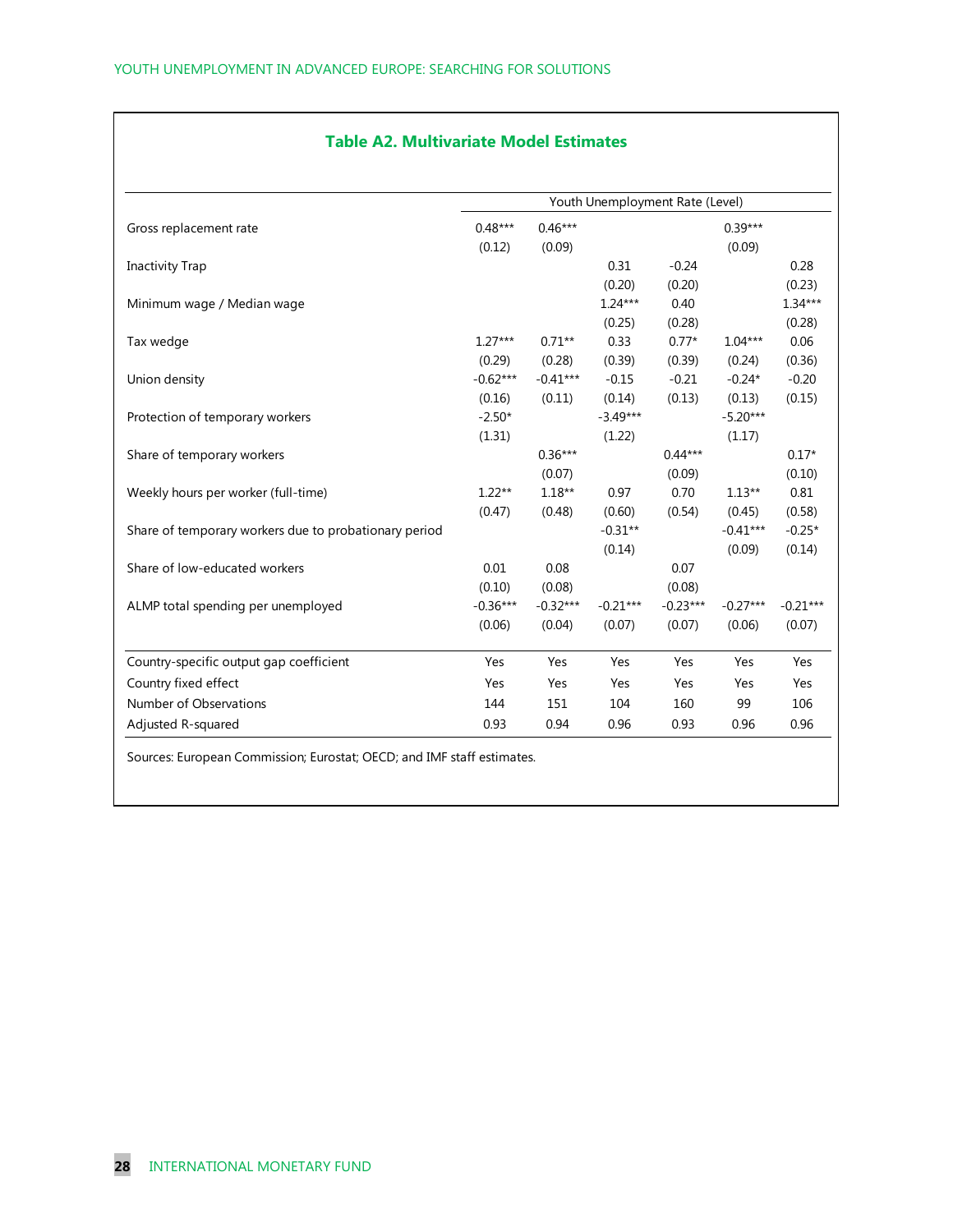## Table A2. Multivariate Model Estimates

| | Youth Unemployment Rate (Level) | | | | | |
|---|---|---|---|---|---|---|
| Gross replacement rate | 0.48*** | 0.46*** | | | 0.39*** | |
| | (0.12) | (0.09) | | | (0.09) | |
| Inactivity Trap | | | 0.31 | -0.24 | | 0.28 |
| | | | (0.20) | (0.20) | | (0.23) |
| Minimum wage / Median wage | | | 1.24*** | 0.40 | | 1.34*** |
| | | | (0.25) | (0.28) | | (0.28) |
| Tax wedge | 1.27*** | 0.71** | 0.33 | 0.77* | 1.04*** | 0.06 |
| | (0.29) | (0.28) | (0.39) | (0.39) | (0.24) | (0.36) |
| Union density | -0.62*** | -0.41*** | -0.15 | -0.21 | -0.24* | -0.20 |
| | (0.16) | (0.11) | (0.14) | (0.13) | (0.13) | (0.15) |
| Protection of temporary workers | -2.50* | | -3.49*** | | -5.20*** | |
| | (1.31) | | (1.22) | | (1.17) | |
| Share of temporary workers | | 0.36*** | | 0.44*** | | 0.17* |
| | | (0.07) | | (0.09) | | (0.10) |
| Weekly hours per worker (full-time) | 1.22** | 1.18** | 0.97 | 0.70 | 1.13** | 0.81 |
| | (0.47) | (0.48) | (0.60) | (0.54) | (0.45) | (0.58) |
| Share of temporary workers due to probationary period | | | -0.31** | | -0.41*** | -0.25* |
| | | | (0.14) | | (0.09) | (0.14) |
| Share of low-educated workers | 0.01 | 0.08 | | 0.07 | | |
| | (0.10) | (0.08) | | (0.08) | | |
| ALMP total spending per unemployed | -0.36*** | -0.32*** | -0.21*** | -0.23*** | -0.27*** | -0.21*** |
| | (0.06) | (0.04) | (0.07) | (0.07) | (0.06) | (0.07) |
| Country-specific output gap coefficient | Yes | Yes | Yes | Yes | Yes | Yes |
| Country fixed effect | Yes | Yes | Yes | Yes | Yes | Yes |
| Number of Observations | 144 | 151 | 104 | 160 | 99 | 106 |
| Adjusted R-squared | 0.93 | 0.94 | 0.96 | 0.93 | 0.96 | 0.96 |

Sources: European Commission; Eurostat; OECD; and IMF staff estimates.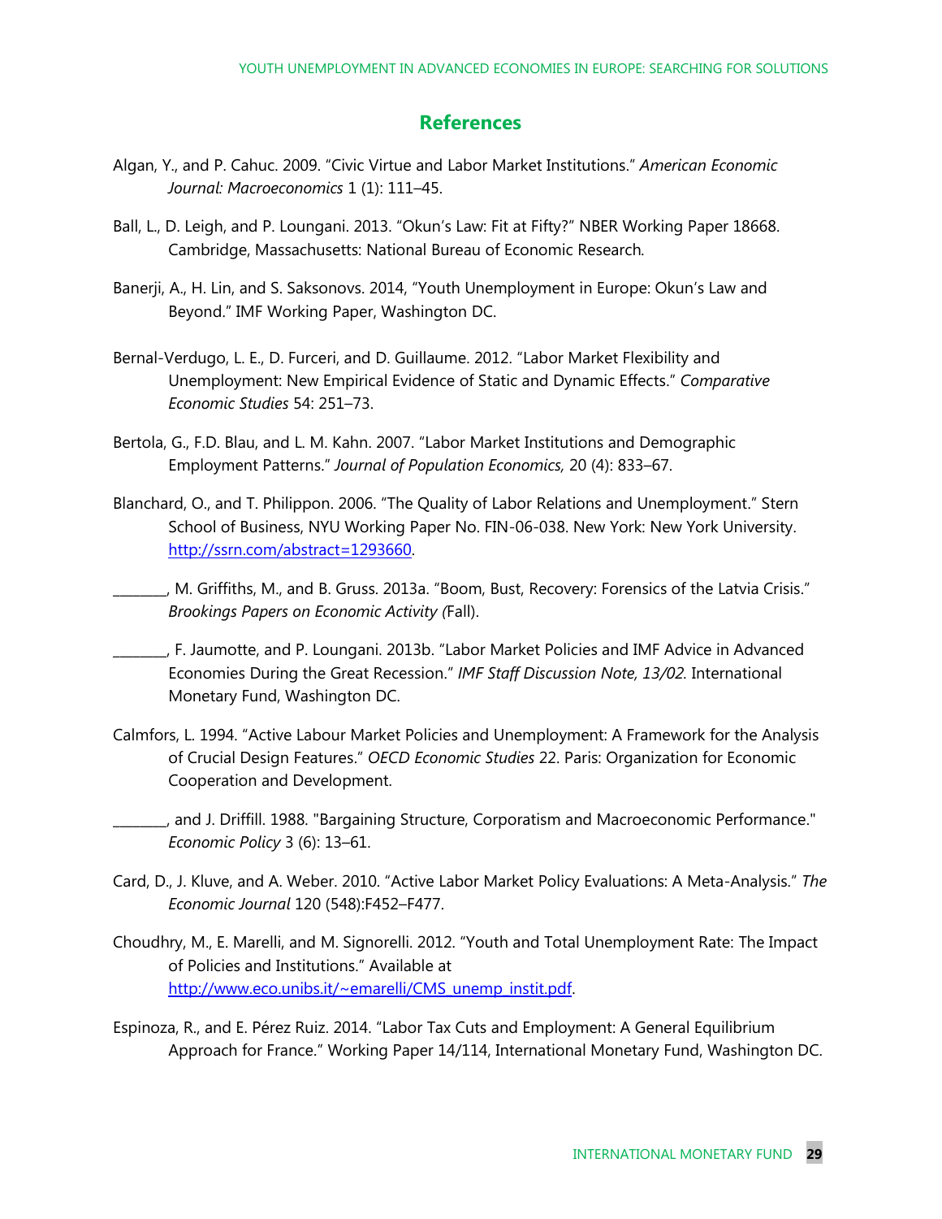## References

Algan, Y., and P. Cahuc. 2009. "Civic Virtue and Labor Market Institutions." *American Economic Journal: Macroeconomics* 1 (1): 111–45.

Ball, L., D. Leigh, and P. Loungani. 2013. "Okun's Law: Fit at Fifty?" NBER Working Paper 18668. Cambridge, Massachusetts: National Bureau of Economic Research.

Banerji, A., H. Lin, and S. Saksonovs. 2014, "Youth Unemployment in Europe: Okun's Law and Beyond." IMF Working Paper, Washington DC.

Bernal-Verdugo, L. E., D. Furceri, and D. Guillaume. 2012. "Labor Market Flexibility and Unemployment: New Empirical Evidence of Static and Dynamic Effects." *Comparative Economic Studies* 54: 251–73.

Bertola, G., F.D. Blau, and L. M. Kahn. 2007. "Labor Market Institutions and Demographic Employment Patterns." *Journal of Population Economics,* 20 (4): 833–67.

Blanchard, O., and T. Philippon. 2006. "The Quality of Labor Relations and Unemployment." Stern School of Business, NYU Working Paper No. FIN-06-038. New York: New York University. http://ssrn.com/abstract=1293660.

________, M. Griffiths, M., and B. Gruss. 2013a. "Boom, Bust, Recovery: Forensics of the Latvia Crisis." *Brookings Papers on Economic Activity (*Fall).

________, F. Jaumotte, and P. Loungani. 2013b. "Labor Market Policies and IMF Advice in Advanced Economies During the Great Recession." *IMF Staff Discussion Note, 13/02*. International Monetary Fund, Washington DC.

Calmfors, L. 1994. "Active Labour Market Policies and Unemployment: A Framework for the Analysis of Crucial Design Features." *OECD Economic Studies* 22. Paris: Organization for Economic Cooperation and Development.

________, and J. Driffill. 1988. "Bargaining Structure, Corporatism and Macroeconomic Performance." *Economic Policy* 3 (6): 13–61.

Card, D., J. Kluve, and A. Weber. 2010. "Active Labor Market Policy Evaluations: A Meta-Analysis." *The Economic Journal* 120 (548):F452–F477.

Choudhry, M., E. Marelli, and M. Signorelli. 2012. "Youth and Total Unemployment Rate: The Impact of Policies and Institutions." Available at http://www.eco.unibs.it/~emarelli/CMS_unemp_instit.pdf.

Espinoza, R., and E. Pérez Ruiz. 2014. "Labor Tax Cuts and Employment: A General Equilibrium Approach for France." Working Paper 14/114, International Monetary Fund, Washington DC.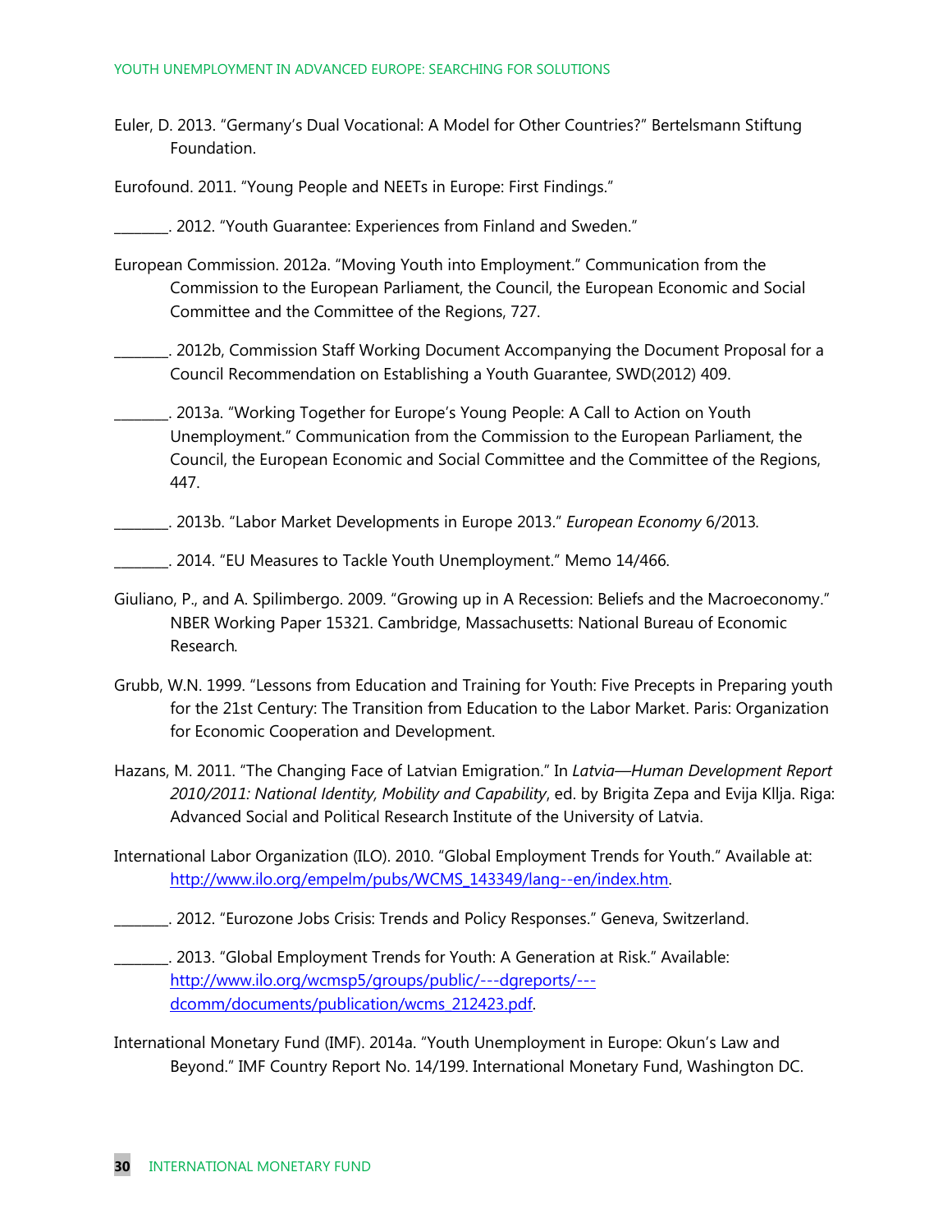Euler, D. 2013. "Germany's Dual Vocational: A Model for Other Countries?" Bertelsmann Stiftung Foundation.

Eurofound. 2011. "Young People and NEETs in Europe: First Findings."

________. 2012. "Youth Guarantee: Experiences from Finland and Sweden."

European Commission. 2012a. "Moving Youth into Employment." Communication from the Commission to the European Parliament, the Council, the European Economic and Social Committee and the Committee of the Regions, 727.

________. 2012b, Commission Staff Working Document Accompanying the Document Proposal for a Council Recommendation on Establishing a Youth Guarantee, SWD(2012) 409.

________. 2013a. "Working Together for Europe's Young People: A Call to Action on Youth Unemployment." Communication from the Commission to the European Parliament, the Council, the European Economic and Social Committee and the Committee of the Regions, 447.

________. 2013b. "Labor Market Developments in Europe 2013." *European Economy* 6/2013.

________. 2014. "EU Measures to Tackle Youth Unemployment." Memo 14/466.

Giuliano, P., and A. Spilimbergo. 2009. "Growing up in A Recession: Beliefs and the Macroeconomy." NBER Working Paper 15321. Cambridge, Massachusetts: National Bureau of Economic Research.

Grubb, W.N. 1999. "Lessons from Education and Training for Youth: Five Precepts in Preparing youth for the 21st Century: The Transition from Education to the Labor Market. Paris: Organization for Economic Cooperation and Development.

Hazans, M. 2011. "The Changing Face of Latvian Emigration." In *Latvia—Human Development Report 2010/2011: National Identity, Mobility and Capability*, ed. by Brigita Zepa and Evija Kllja. Riga: Advanced Social and Political Research Institute of the University of Latvia.

International Labor Organization (ILO). 2010. "Global Employment Trends for Youth." Available at: http://www.ilo.org/empelm/pubs/WCMS_143349/lang--en/index.htm.

________. 2012. "Eurozone Jobs Crisis: Trends and Policy Responses." Geneva, Switzerland.

________. 2013. "Global Employment Trends for Youth: A Generation at Risk." Available: http://www.ilo.org/wcmsp5/groups/public/---dgreports/---dcomm/documents/publication/wcms_212423.pdf.

International Monetary Fund (IMF). 2014a. "Youth Unemployment in Europe: Okun's Law and Beyond." IMF Country Report No. 14/199. International Monetary Fund, Washington DC.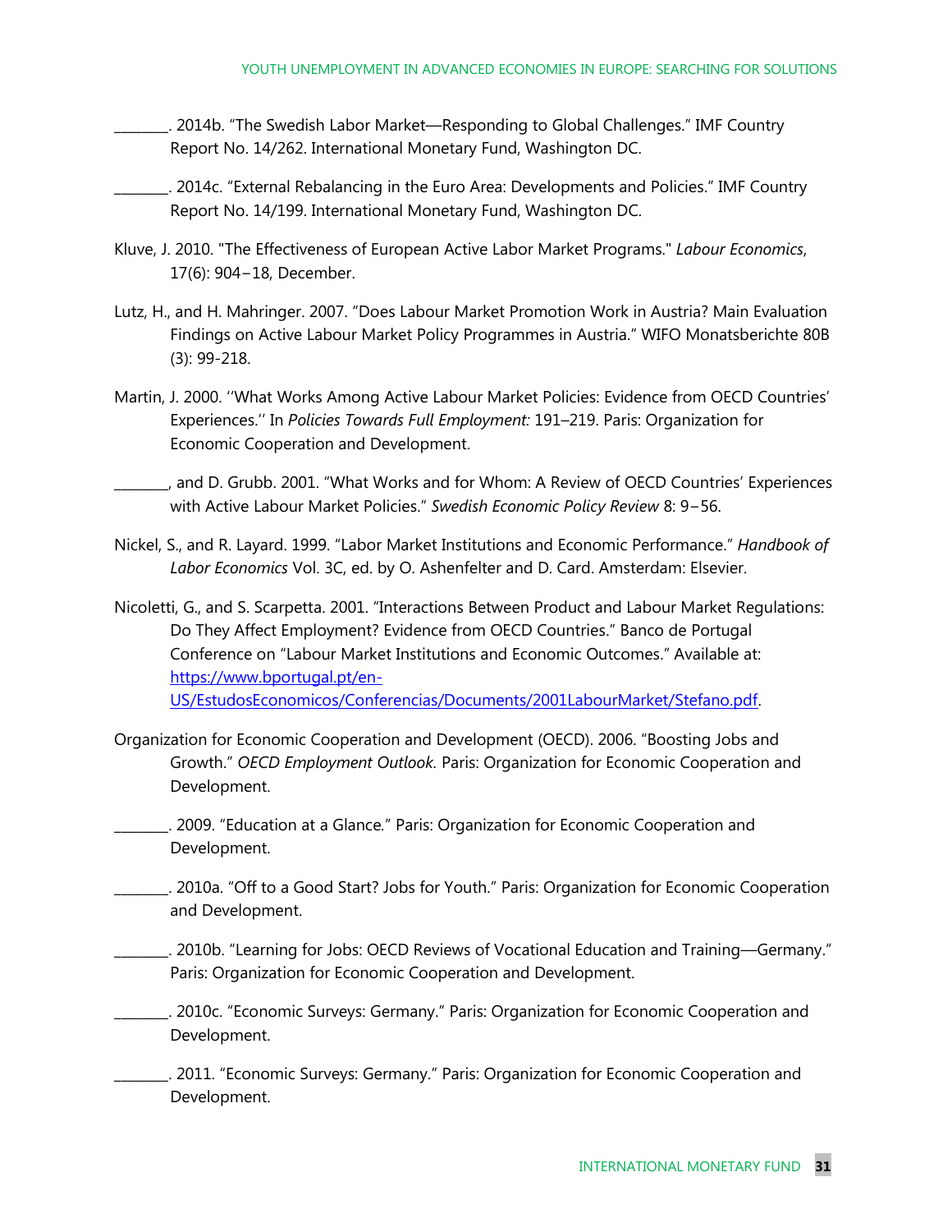________. 2014b. "The Swedish Labor Market—Responding to Global Challenges." IMF Country Report No. 14/262. International Monetary Fund, Washington DC.

________. 2014c. "External Rebalancing in the Euro Area: Developments and Policies." IMF Country Report No. 14/199. International Monetary Fund, Washington DC.

Kluve, J. 2010. "The Effectiveness of European Active Labor Market Programs." *Labour Economics*, 17(6): 904–18, December.

Lutz, H., and H. Mahringer. 2007. "Does Labour Market Promotion Work in Austria? Main Evaluation Findings on Active Labour Market Policy Programmes in Austria." WIFO Monatsberichte 80B (3): 99-218.

Martin, J. 2000. ''What Works Among Active Labour Market Policies: Evidence from OECD Countries' Experiences.'' In *Policies Towards Full Employment:* 191–219. Paris: Organization for Economic Cooperation and Development.

________, and D. Grubb. 2001. "What Works and for Whom: A Review of OECD Countries' Experiences with Active Labour Market Policies." *Swedish Economic Policy Review* 8: 9–56.

Nickel, S., and R. Layard. 1999. "Labor Market Institutions and Economic Performance." *Handbook of Labor Economics* Vol. 3C, ed. by O. Ashenfelter and D. Card. Amsterdam: Elsevier.

Nicoletti, G., and S. Scarpetta. 2001. "Interactions Between Product and Labour Market Regulations: Do They Affect Employment? Evidence from OECD Countries." Banco de Portugal Conference on "Labour Market Institutions and Economic Outcomes." Available at: [https://www.bportugal.pt/en-US/EstudosEconomicos/Conferencias/Documents/2001LabourMarket/Stefano.pdf](https://www.bportugal.pt/en-US/EstudosEconomicos/Conferencias/Documents/2001LabourMarket/Stefano.pdf).

Organization for Economic Cooperation and Development (OECD). 2006. "Boosting Jobs and Growth." *OECD Employment Outlook.* Paris: Organization for Economic Cooperation and Development.

________. 2009. "Education at a Glance." Paris: Organization for Economic Cooperation and Development.

________. 2010a. "Off to a Good Start? Jobs for Youth." Paris: Organization for Economic Cooperation and Development.

________. 2010b. "Learning for Jobs: OECD Reviews of Vocational Education and Training—Germany." Paris: Organization for Economic Cooperation and Development.

________. 2010c. "Economic Surveys: Germany." Paris: Organization for Economic Cooperation and Development.

________. 2011. "Economic Surveys: Germany." Paris: Organization for Economic Cooperation and Development.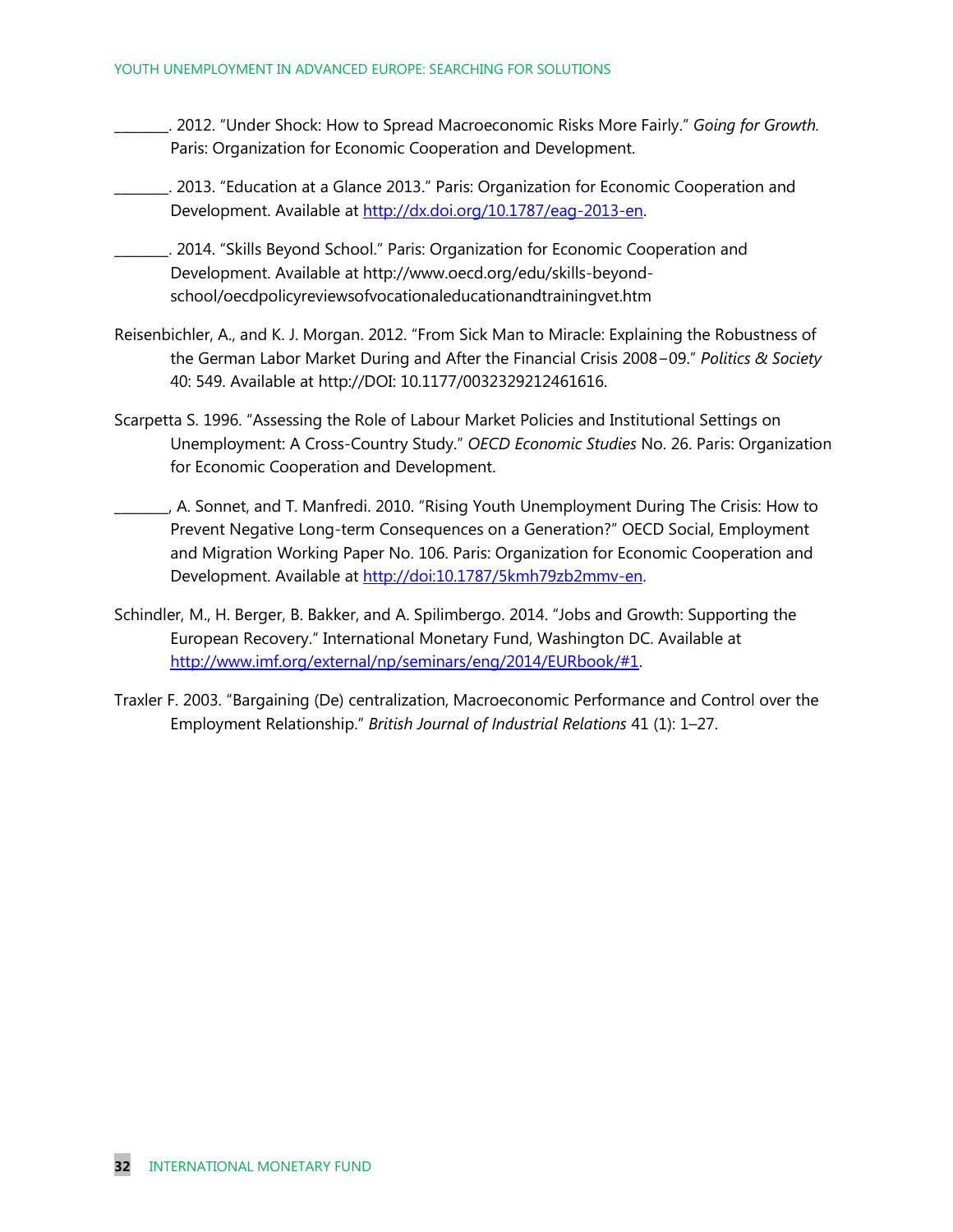________. 2012. "Under Shock: How to Spread Macroeconomic Risks More Fairly." *Going for Growth.* Paris: Organization for Economic Cooperation and Development.

________. 2013. "Education at a Glance 2013." Paris: Organization for Economic Cooperation and Development. Available at http://dx.doi.org/10.1787/eag-2013-en.

________. 2014. "Skills Beyond School." Paris: Organization for Economic Cooperation and Development. Available at http://www.oecd.org/edu/skills-beyond-school/oecdpolicyreviewsofvocationaleducationandtrainingvet.htm

Reisenbichler, A., and K. J. Morgan. 2012. "From Sick Man to Miracle: Explaining the Robustness of the German Labor Market During and After the Financial Crisis 2008−09." *Politics & Society* 40: 549. Available at http://DOI: 10.1177/0032329212461616.

Scarpetta S. 1996. "Assessing the Role of Labour Market Policies and Institutional Settings on Unemployment: A Cross-Country Study." *OECD Economic Studies* No. 26. Paris: Organization for Economic Cooperation and Development.

________, A. Sonnet, and T. Manfredi. 2010. "Rising Youth Unemployment During The Crisis: How to Prevent Negative Long-term Consequences on a Generation?" OECD Social, Employment and Migration Working Paper No. 106. Paris: Organization for Economic Cooperation and Development. Available at http://doi:10.1787/5kmh79zb2mmv-en.

Schindler, M., H. Berger, B. Bakker, and A. Spilimbergo. 2014. "Jobs and Growth: Supporting the European Recovery." International Monetary Fund, Washington DC. Available at http://www.imf.org/external/np/seminars/eng/2014/EURbook/#1.

Traxler F. 2003. "Bargaining (De) centralization, Macroeconomic Performance and Control over the Employment Relationship." *British Journal of Industrial Relations* 41 (1): 1–27.